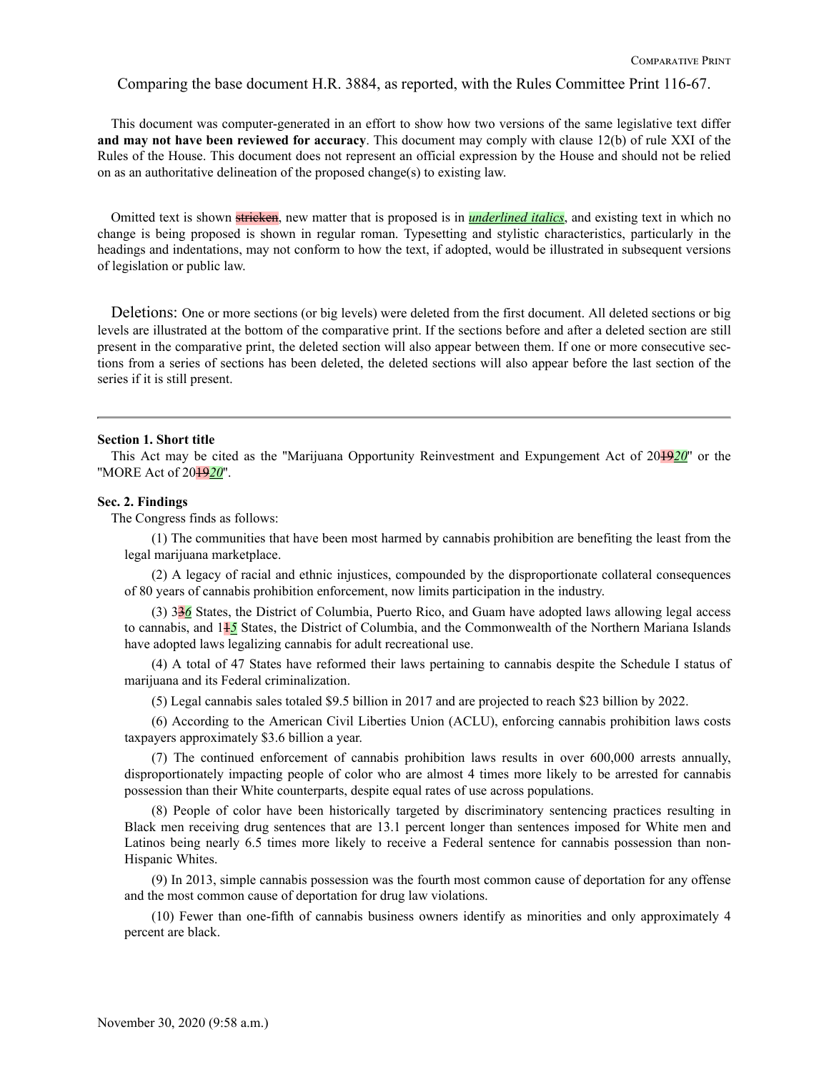Comparing the base document H.R. 3884, as reported, with the Rules Committee Print 116-67.

This document was computer-generated in an effort to show how two versions of the same legislative text differ **and may not have been reviewed for accuracy**. This document may comply with clause 12(b) of rule XXI of the Rules of the House. This document does not represent an official expression by the House and should not be relied on as an authoritative delineation of the proposed change(s) to existing law.

Omitted text is shown ~~stricken~~, new matter that is proposed is in ***underlined italics***, and existing text in which no change is being proposed is shown in regular roman. Typesetting and stylistic characteristics, particularly in the headings and indentations, may not conform to how the text, if adopted, would be illustrated in subsequent versions of legislation or public law.

Deletions: One or more sections (or big levels) were deleted from the first document. All deleted sections or big levels are illustrated at the bottom of the comparative print. If the sections before and after a deleted section are still present in the comparative print, the deleted section will also appear between them. If one or more consecutive sections from a series of sections has been deleted, the deleted sections will also appear before the last section of the series if it is still present.

---

**Section 1. Short title**

This Act may be cited as the "Marijuana Opportunity Reinvestment and Expungement Act of 20~~19~~*20*" or the "MORE Act of 20~~19~~*20*".

**Sec. 2. Findings**

The Congress finds as follows:

(1) The communities that have been most harmed by cannabis prohibition are benefiting the least from the legal marijuana marketplace.

(2) A legacy of racial and ethnic injustices, compounded by the disproportionate collateral consequences of 80 years of cannabis prohibition enforcement, now limits participation in the industry.

(3) 3~~3~~*6* States, the District of Columbia, Puerto Rico, and Guam have adopted laws allowing legal access to cannabis, and 1~~1~~*5* States, the District of Columbia, and the Commonwealth of the Northern Mariana Islands have adopted laws legalizing cannabis for adult recreational use.

(4) A total of 47 States have reformed their laws pertaining to cannabis despite the Schedule I status of marijuana and its Federal criminalization.

(5) Legal cannabis sales totaled $9.5 billion in 2017 and are projected to reach $23 billion by 2022.

(6) According to the American Civil Liberties Union (ACLU), enforcing cannabis prohibition laws costs taxpayers approximately $3.6 billion a year.

(7) The continued enforcement of cannabis prohibition laws results in over 600,000 arrests annually, disproportionately impacting people of color who are almost 4 times more likely to be arrested for cannabis possession than their White counterparts, despite equal rates of use across populations.

(8) People of color have been historically targeted by discriminatory sentencing practices resulting in Black men receiving drug sentences that are 13.1 percent longer than sentences imposed for White men and Latinos being nearly 6.5 times more likely to receive a Federal sentence for cannabis possession than non-Hispanic Whites.

(9) In 2013, simple cannabis possession was the fourth most common cause of deportation for any offense and the most common cause of deportation for drug law violations.

(10) Fewer than one-fifth of cannabis business owners identify as minorities and only approximately 4 percent are black.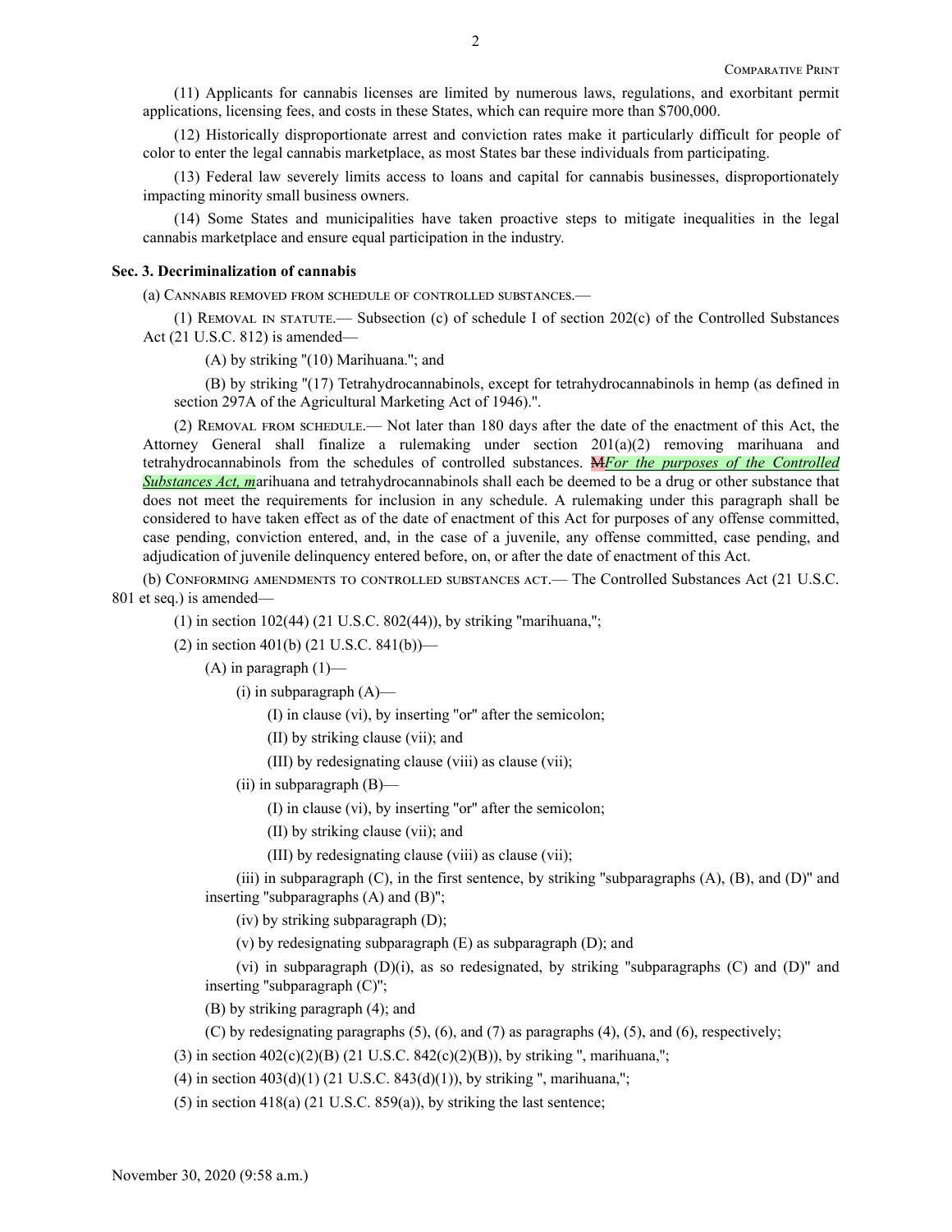(11) Applicants for cannabis licenses are limited by numerous laws, regulations, and exorbitant permit applications, licensing fees, and costs in these States, which can require more than $700,000.

(12) Historically disproportionate arrest and conviction rates make it particularly difficult for people of color to enter the legal cannabis marketplace, as most States bar these individuals from participating.

(13) Federal law severely limits access to loans and capital for cannabis businesses, disproportionately impacting minority small business owners.

(14) Some States and municipalities have taken proactive steps to mitigate inequalities in the legal cannabis marketplace and ensure equal participation in the industry.

**Sec. 3. Decriminalization of cannabis**

(a) CANNABIS REMOVED FROM SCHEDULE OF CONTROLLED SUBSTANCES.—

(1) REMOVAL IN STATUTE.— Subsection (c) of schedule I of section 202(c) of the Controlled Substances Act (21 U.S.C. 812) is amended—

(A) by striking "(10) Marihuana."; and

(B) by striking "(17) Tetrahydrocannabinols, except for tetrahydrocannabinols in hemp (as defined in section 297A of the Agricultural Marketing Act of 1946).".

(2) REMOVAL FROM SCHEDULE.— Not later than 180 days after the date of the enactment of this Act, the Attorney General shall finalize a rulemaking under section 201(a)(2) removing marihuana and tetrahydrocannabinols from the schedules of controlled substances. ~~M~~*For the purposes of the Controlled Substances Act, m*arihuana and tetrahydrocannabinols shall each be deemed to be a drug or other substance that does not meet the requirements for inclusion in any schedule. A rulemaking under this paragraph shall be considered to have taken effect as of the date of enactment of this Act for purposes of any offense committed, case pending, conviction entered, and, in the case of a juvenile, any offense committed, case pending, and adjudication of juvenile delinquency entered before, on, or after the date of enactment of this Act.

(b) CONFORMING AMENDMENTS TO CONTROLLED SUBSTANCES ACT.— The Controlled Substances Act (21 U.S.C. 801 et seq.) is amended—

(1) in section 102(44) (21 U.S.C. 802(44)), by striking "marihuana,";

(2) in section 401(b) (21 U.S.C. 841(b))—

(A) in paragraph (1)—

(i) in subparagraph (A)—

(I) in clause (vi), by inserting "or" after the semicolon;

(II) by striking clause (vii); and

(III) by redesignating clause (viii) as clause (vii);

(ii) in subparagraph (B)—

(I) in clause (vi), by inserting "or" after the semicolon;

(II) by striking clause (vii); and

(III) by redesignating clause (viii) as clause (vii);

(iii) in subparagraph (C), in the first sentence, by striking "subparagraphs (A), (B), and (D)" and inserting "subparagraphs (A) and (B)";

(iv) by striking subparagraph (D);

(v) by redesignating subparagraph (E) as subparagraph (D); and

(vi) in subparagraph (D)(i), as so redesignated, by striking "subparagraphs (C) and (D)" and inserting "subparagraph (C)";

(B) by striking paragraph (4); and

(C) by redesignating paragraphs (5), (6), and (7) as paragraphs (4), (5), and (6), respectively;

(3) in section 402(c)(2)(B) (21 U.S.C. 842(c)(2)(B)), by striking ", marihuana,";

(4) in section 403(d)(1) (21 U.S.C. 843(d)(1)), by striking ", marihuana,";

(5) in section 418(a) (21 U.S.C. 859(a)), by striking the last sentence;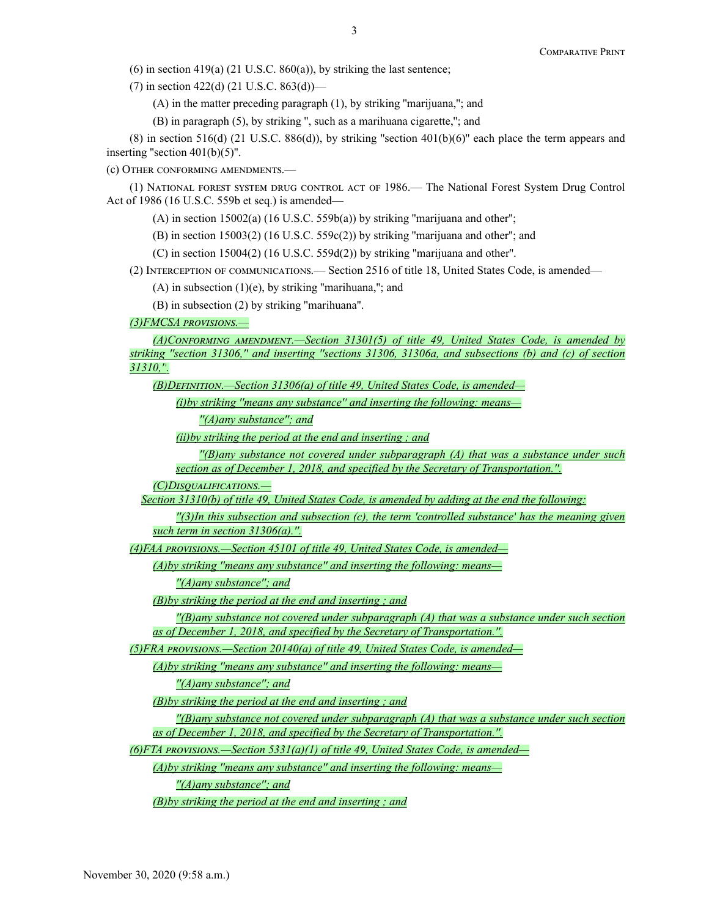(6) in section 419(a) (21 U.S.C. 860(a)), by striking the last sentence;

(7) in section 422(d) (21 U.S.C. 863(d))—

(A) in the matter preceding paragraph (1), by striking "marijuana,"; and

(B) in paragraph (5), by striking ", such as a marihuana cigarette,"; and

(8) in section 516(d) (21 U.S.C. 886(d)), by striking "section 401(b)(6)" each place the term appears and inserting "section 401(b)(5)".

(c) Other conforming amendments.—

(1) National forest system drug control act of 1986.— The National Forest System Drug Control Act of 1986 (16 U.S.C. 559b et seq.) is amended—

(A) in section 15002(a) (16 U.S.C. 559b(a)) by striking "marijuana and other";

(B) in section 15003(2) (16 U.S.C. 559c(2)) by striking "marijuana and other"; and

(C) in section 15004(2) (16 U.S.C. 559d(2)) by striking "marijuana and other".

(2) Interception of communications.— Section 2516 of title 18, United States Code, is amended—

(A) in subsection (1)(e), by striking "marihuana,"; and

(B) in subsection (2) by striking "marihuana".

*(3)FMCSA provisions.—*

*(A)Conforming amendment.—Section 31301(5) of title 49, United States Code, is amended by striking "section 31306," and inserting "sections 31306, 31306a, and subsections (b) and (c) of section 31310,".*

*(B)Definition.—Section 31306(a) of title 49, United States Code, is amended—*

*(i)by striking "means any substance" and inserting the following: means—*

*"(A)any substance"; and*

*(ii)by striking the period at the end and inserting ; and*

*"(B)any substance not covered under subparagraph (A) that was a substance under such section as of December 1, 2018, and specified by the Secretary of Transportation.".*

*(C)Disqualifications.—*

*Section 31310(b) of title 49, United States Code, is amended by adding at the end the following:*

*"(3)In this subsection and subsection (c), the term 'controlled substance' has the meaning given such term in section 31306(a).".*

*(4)FAA provisions.—Section 45101 of title 49, United States Code, is amended—*

*(A)by striking "means any substance" and inserting the following: means—*

*"(A)any substance"; and*

*(B)by striking the period at the end and inserting ; and*

*"(B)any substance not covered under subparagraph (A) that was a substance under such section as of December 1, 2018, and specified by the Secretary of Transportation.".*

*(5)FRA provisions.—Section 20140(a) of title 49, United States Code, is amended—*

*(A)by striking "means any substance" and inserting the following: means—*

*"(A)any substance"; and*

*(B)by striking the period at the end and inserting ; and*

*"(B)any substance not covered under subparagraph (A) that was a substance under such section as of December 1, 2018, and specified by the Secretary of Transportation.".*

*(6)FTA provisions.—Section 5331(a)(1) of title 49, United States Code, is amended—*

*(A)by striking "means any substance" and inserting the following: means—*

*"(A)any substance"; and*

*(B)by striking the period at the end and inserting ; and*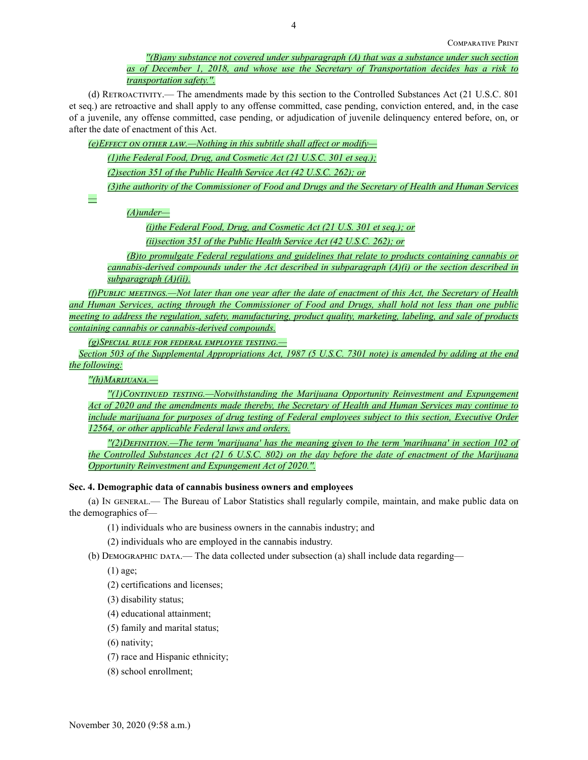*"(B)any substance not covered under subparagraph (A) that was a substance under such section as of December 1, 2018, and whose use the Secretary of Transportation decides has a risk to transportation safety.".*

(d) Retroactivity.— The amendments made by this section to the Controlled Substances Act (21 U.S.C. 801 et seq.) are retroactive and shall apply to any offense committed, case pending, conviction entered, and, in the case of a juvenile, any offense committed, case pending, or adjudication of juvenile delinquency entered before, on, or after the date of enactment of this Act.

*(e)Effect on other law.—Nothing in this subtitle shall affect or modify—*

*(1)the Federal Food, Drug, and Cosmetic Act (21 U.S.C. 301 et seq.);*

*(2)section 351 of the Public Health Service Act (42 U.S.C. 262); or*

*(3)the authority of the Commissioner of Food and Drugs and the Secretary of Health and Human Services —*

*(A)under—*

*(i)the Federal Food, Drug, and Cosmetic Act (21 U.S. 301 et seq.); or*

*(ii)section 351 of the Public Health Service Act (42 U.S.C. 262); or*

*(B)to promulgate Federal regulations and guidelines that relate to products containing cannabis or cannabis-derived compounds under the Act described in subparagraph (A)(i) or the section described in subparagraph (A)(ii).*

*(f)Public meetings.—Not later than one year after the date of enactment of this Act, the Secretary of Health and Human Services, acting through the Commissioner of Food and Drugs, shall hold not less than one public meeting to address the regulation, safety, manufacturing, product quality, marketing, labeling, and sale of products containing cannabis or cannabis-derived compounds.*

*(g)Special rule for federal employee testing.—*

*Section 503 of the Supplemental Appropriations Act, 1987 (5 U.S.C. 7301 note) is amended by adding at the end the following:*

*"(h)Marijuana.—*

*"(1)Continued testing.—Notwithstanding the Marijuana Opportunity Reinvestment and Expungement Act of 2020 and the amendments made thereby, the Secretary of Health and Human Services may continue to include marijuana for purposes of drug testing of Federal employees subject to this section, Executive Order 12564, or other applicable Federal laws and orders.*

*"(2)Definition.—The term 'marijuana' has the meaning given to the term 'marihuana' in section 102 of the Controlled Substances Act (21 6 U.S.C. 802) on the day before the date of enactment of the Marijuana Opportunity Reinvestment and Expungement Act of 2020.".*

**Sec. 4. Demographic data of cannabis business owners and employees**

(a) In general.— The Bureau of Labor Statistics shall regularly compile, maintain, and make public data on the demographics of—

(1) individuals who are business owners in the cannabis industry; and

(2) individuals who are employed in the cannabis industry.

(b) Demographic data.— The data collected under subsection (a) shall include data regarding—

(1) age;

(2) certifications and licenses;

(3) disability status;

(4) educational attainment;

(5) family and marital status;

(6) nativity;

(7) race and Hispanic ethnicity;

(8) school enrollment;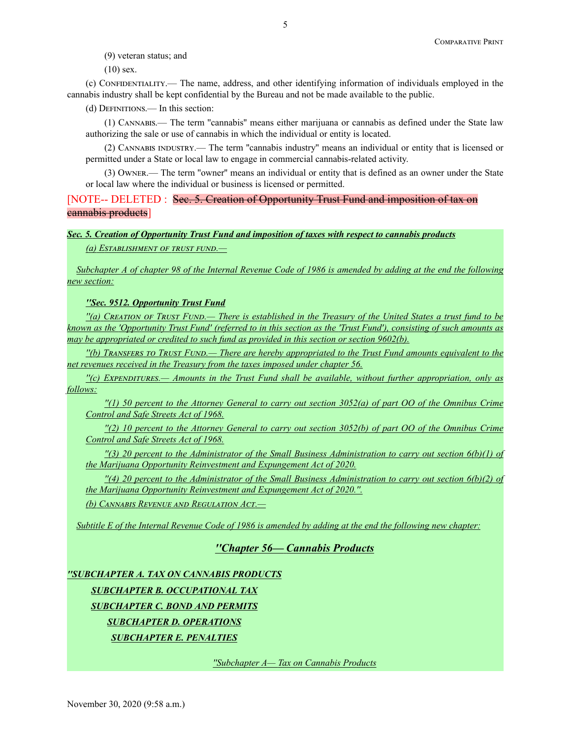(9) veteran status; and

(10) sex.

(c) Confidentiality.— The name, address, and other identifying information of individuals employed in the cannabis industry shall be kept confidential by the Bureau and not be made available to the public.

(d) Definitions.— In this section:

(1) Cannabis.— The term "cannabis" means either marijuana or cannabis as defined under the State law authorizing the sale or use of cannabis in which the individual or entity is located.

(2) Cannabis industry.— The term "cannabis industry" means an individual or entity that is licensed or permitted under a State or local law to engage in commercial cannabis-related activity.

(3) Owner.— The term "owner" means an individual or entity that is defined as an owner under the State or local law where the individual or business is licensed or permitted.

[NOTE-- DELETED : ~~Sec. 5. Creation of Opportunity Trust Fund and imposition of tax on cannabis products~~]

***Sec. 5. Creation of Opportunity Trust Fund and imposition of taxes with respect to cannabis products***

*(a) Establishment of trust fund.—*

*Subchapter A of chapter 98 of the Internal Revenue Code of 1986 is amended by adding at the end the following new section:*

***"Sec. 9512. Opportunity Trust Fund***

*"(a) Creation of Trust Fund.— There is established in the Treasury of the United States a trust fund to be known as the 'Opportunity Trust Fund' (referred to in this section as the 'Trust Fund'), consisting of such amounts as may be appropriated or credited to such fund as provided in this section or section 9602(b).*

*"(b) Transfers to Trust Fund.— There are hereby appropriated to the Trust Fund amounts equivalent to the net revenues received in the Treasury from the taxes imposed under chapter 56.*

*"(c) Expenditures.— Amounts in the Trust Fund shall be available, without further appropriation, only as follows:*

*"(1) 50 percent to the Attorney General to carry out section 3052(a) of part OO of the Omnibus Crime Control and Safe Streets Act of 1968.*

*"(2) 10 percent to the Attorney General to carry out section 3052(b) of part OO of the Omnibus Crime Control and Safe Streets Act of 1968.*

*"(3) 20 percent to the Administrator of the Small Business Administration to carry out section 6(b)(1) of the Marijuana Opportunity Reinvestment and Expungement Act of 2020.*

*"(4) 20 percent to the Administrator of the Small Business Administration to carry out section 6(b)(2) of the Marijuana Opportunity Reinvestment and Expungement Act of 2020.".*

*(b) Cannabis Revenue and Regulation Act.—*

*Subtitle E of the Internal Revenue Code of 1986 is amended by adding at the end the following new chapter:*

## *"Chapter 56— Cannabis Products*

***"SUBCHAPTER A. TAX ON CANNABIS PRODUCTS***

***SUBCHAPTER B. OCCUPATIONAL TAX***

***SUBCHAPTER C. BOND AND PERMITS***

***SUBCHAPTER D. OPERATIONS***

***SUBCHAPTER E. PENALTIES***

*"Subchapter A— Tax on Cannabis Products*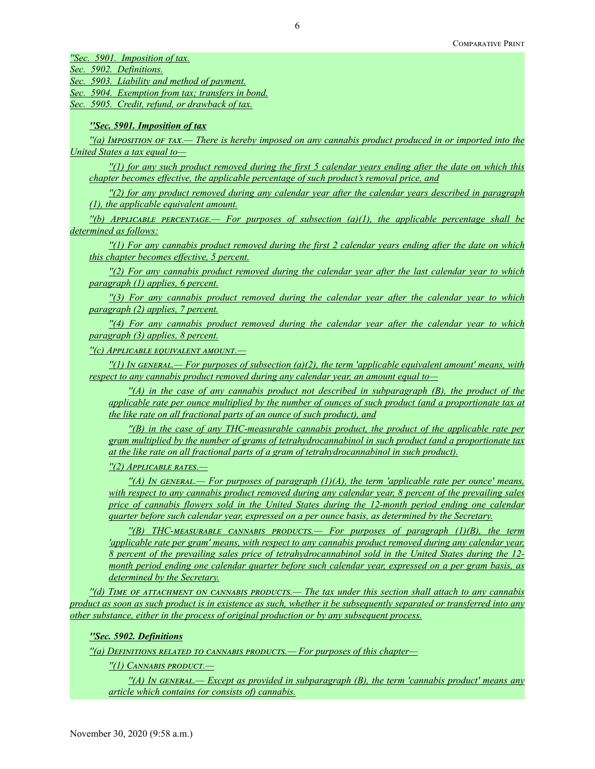*''Sec. 5901. Imposition of tax.*
*Sec. 5902. Definitions.*
*Sec. 5903. Liability and method of payment.*
*Sec. 5904. Exemption from tax; transfers in bond.*
*Sec. 5905. Credit, refund, or drawback of tax.*

***''Sec. 5901. Imposition of tax***

*''(a) Imposition of tax.— There is hereby imposed on any cannabis product produced in or imported into the United States a tax equal to—*

*''(1) for any such product removed during the first 5 calendar years ending after the date on which this chapter becomes effective, the applicable percentage of such product's removal price, and*

*''(2) for any product removed during any calendar year after the calendar years described in paragraph (1), the applicable equivalent amount.*

*''(b) Applicable percentage.— For purposes of subsection (a)(1), the applicable percentage shall be determined as follows:*

*''(1) For any cannabis product removed during the first 2 calendar years ending after the date on which this chapter becomes effective, 5 percent.*

*''(2) For any cannabis product removed during the calendar year after the last calendar year to which paragraph (1) applies, 6 percent.*

*''(3) For any cannabis product removed during the calendar year after the calendar year to which paragraph (2) applies, 7 percent.*

*''(4) For any cannabis product removed during the calendar year after the calendar year to which paragraph (3) applies, 8 percent.*

*''(c) Applicable equivalent amount.—*

*''(1) In general.— For purposes of subsection (a)(2), the term 'applicable equivalent amount' means, with respect to any cannabis product removed during any calendar year, an amount equal to—*

*''(A) in the case of any cannabis product not described in subparagraph (B), the product of the applicable rate per ounce multiplied by the number of ounces of such product (and a proportionate tax at the like rate on all fractional parts of an ounce of such product), and*

*''(B) in the case of any THC-measurable cannabis product, the product of the applicable rate per gram multiplied by the number of grams of tetrahydrocannabinol in such product (and a proportionate tax at the like rate on all fractional parts of a gram of tetrahydrocannabinol in such product).*

*''(2) Applicable rates.—*

*''(A) In general.— For purposes of paragraph (1)(A), the term 'applicable rate per ounce' means, with respect to any cannabis product removed during any calendar year, 8 percent of the prevailing sales price of cannabis flowers sold in the United States during the 12-month period ending one calendar quarter before such calendar year, expressed on a per ounce basis, as determined by the Secretary.*

*''(B) THC-measurable cannabis products.— For purposes of paragraph (1)(B), the term 'applicable rate per gram' means, with respect to any cannabis product removed during any calendar year, 8 percent of the prevailing sales price of tetrahydrocannabinol sold in the United States during the 12-month period ending one calendar quarter before such calendar year, expressed on a per gram basis, as determined by the Secretary.*

*''(d) Time of attachment on cannabis products.— The tax under this section shall attach to any cannabis product as soon as such product is in existence as such, whether it be subsequently separated or transferred into any other substance, either in the process of original production or by any subsequent process.*

***''Sec. 5902. Definitions***

*''(a) Definitions related to cannabis products.— For purposes of this chapter—*

*''(1) Cannabis product.—*

*''(A) In general.— Except as provided in subparagraph (B), the term 'cannabis product' means any article which contains (or consists of) cannabis.*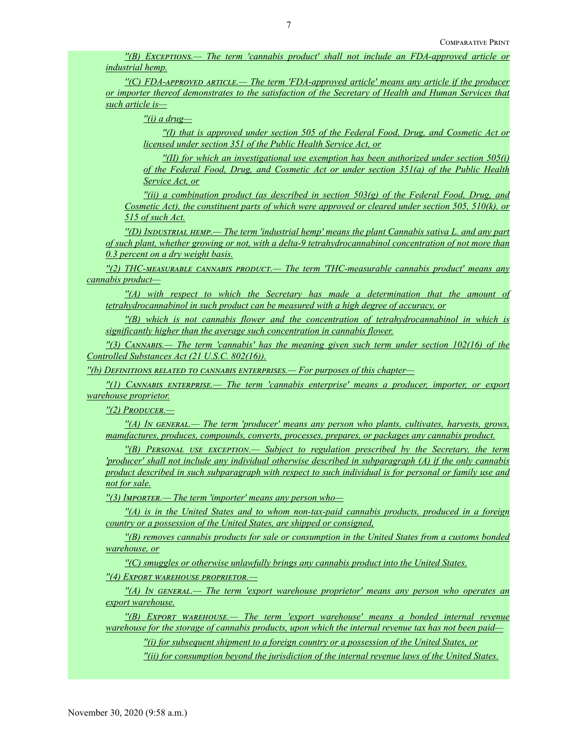*''(B) Exceptions.— The term 'cannabis product' shall not include an FDA-approved article or industrial hemp.*

*''(C) FDA-approved article.— The term 'FDA-approved article' means any article if the producer or importer thereof demonstrates to the satisfaction of the Secretary of Health and Human Services that such article is—*

*''(i) a drug—*

*''(I) that is approved under section 505 of the Federal Food, Drug, and Cosmetic Act or licensed under section 351 of the Public Health Service Act, or*

*''(II) for which an investigational use exemption has been authorized under section 505(i) of the Federal Food, Drug, and Cosmetic Act or under section 351(a) of the Public Health Service Act, or*

*''(ii) a combination product (as described in section 503(g) of the Federal Food, Drug, and Cosmetic Act), the constituent parts of which were approved or cleared under section 505, 510(k), or 515 of such Act.*

*''(D) Industrial hemp.— The term 'industrial hemp' means the plant Cannabis sativa L. and any part of such plant, whether growing or not, with a delta-9 tetrahydrocannabinol concentration of not more than 0.3 percent on a dry weight basis.*

*''(2) THC-measurable cannabis product.— The term 'THC-measurable cannabis product' means any cannabis product—*

*''(A) with respect to which the Secretary has made a determination that the amount of tetrahydrocannabinol in such product can be measured with a high degree of accuracy, or*

*''(B) which is not cannabis flower and the concentration of tetrahydrocannabinol in which is significantly higher than the average such concentration in cannabis flower.*

*''(3) Cannabis.— The term 'cannabis' has the meaning given such term under section 102(16) of the Controlled Substances Act (21 U.S.C. 802(16)).*

*''(b) Definitions related to cannabis enterprises.— For purposes of this chapter—*

*''(1) Cannabis enterprise.— The term 'cannabis enterprise' means a producer, importer, or export warehouse proprietor.*

*''(2) Producer.—*

*''(A) In general.— The term 'producer' means any person who plants, cultivates, harvests, grows, manufactures, produces, compounds, converts, processes, prepares, or packages any cannabis product.*

*''(B) Personal use exception.— Subject to regulation prescribed by the Secretary, the term 'producer' shall not include any individual otherwise described in subparagraph (A) if the only cannabis product described in such subparagraph with respect to such individual is for personal or family use and not for sale.*

*''(3) Importer.— The term 'importer' means any person who—*

*''(A) is in the United States and to whom non-tax-paid cannabis products, produced in a foreign country or a possession of the United States, are shipped or consigned,*

*''(B) removes cannabis products for sale or consumption in the United States from a customs bonded warehouse, or*

*''(C) smuggles or otherwise unlawfully brings any cannabis product into the United States.*

*''(4) Export warehouse proprietor.—*

*''(A) In general.— The term 'export warehouse proprietor' means any person who operates an export warehouse.*

*''(B) Export warehouse.— The term 'export warehouse' means a bonded internal revenue warehouse for the storage of cannabis products, upon which the internal revenue tax has not been paid—*

*''(i) for subsequent shipment to a foreign country or a possession of the United States, or*

*''(ii) for consumption beyond the jurisdiction of the internal revenue laws of the United States.*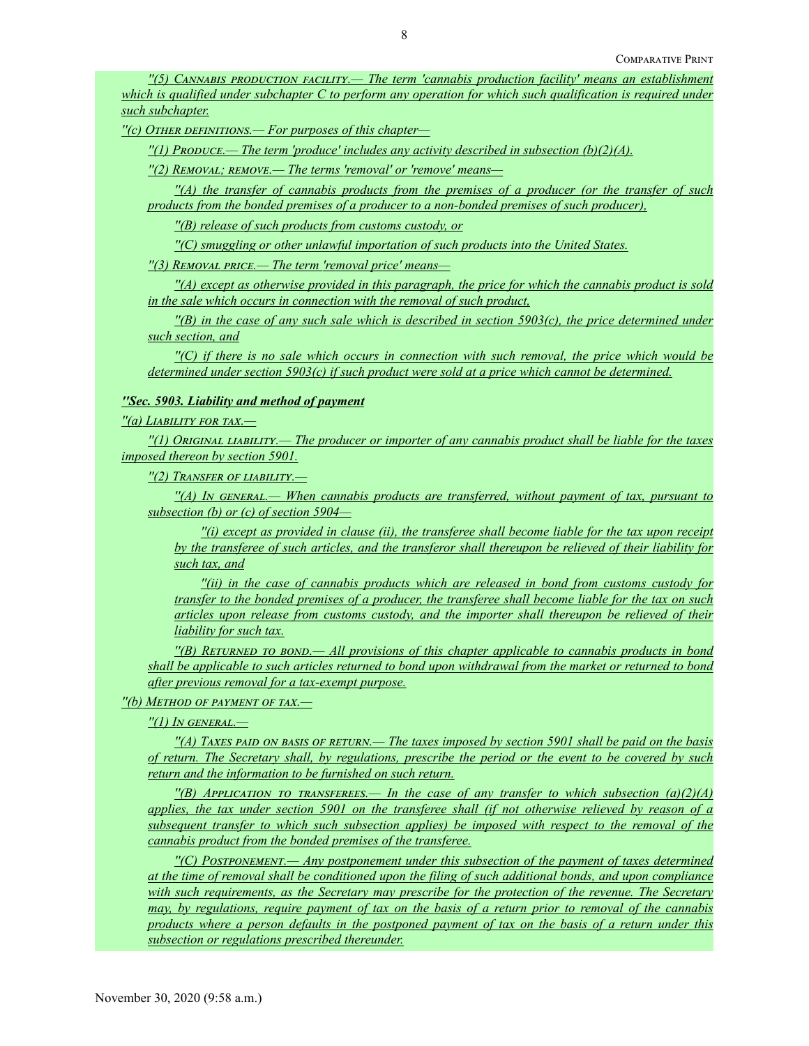*"(5) Cannabis production facility.— The term 'cannabis production facility' means an establishment which is qualified under subchapter C to perform any operation for which such qualification is required under such subchapter.*

*"(c) Other definitions.— For purposes of this chapter—*

*"(1) Produce.— The term 'produce' includes any activity described in subsection (b)(2)(A).*

*"(2) Removal; remove.— The terms 'removal' or 'remove' means—*

*"(A) the transfer of cannabis products from the premises of a producer (or the transfer of such products from the bonded premises of a producer to a non-bonded premises of such producer),*

*"(B) release of such products from customs custody, or*

*"(C) smuggling or other unlawful importation of such products into the United States.*

*"(3) Removal price.— The term 'removal price' means—*

*"(A) except as otherwise provided in this paragraph, the price for which the cannabis product is sold in the sale which occurs in connection with the removal of such product,*

*"(B) in the case of any such sale which is described in section 5903(c), the price determined under such section, and*

*"(C) if there is no sale which occurs in connection with such removal, the price which would be determined under section 5903(c) if such product were sold at a price which cannot be determined.*

***"Sec. 5903. Liability and method of payment***

*"(a) Liability for tax.—*

*"(1) Original liability.— The producer or importer of any cannabis product shall be liable for the taxes imposed thereon by section 5901.*

*"(2) Transfer of liability.—*

*"(A) In general.— When cannabis products are transferred, without payment of tax, pursuant to subsection (b) or (c) of section 5904—*

*"(i) except as provided in clause (ii), the transferee shall become liable for the tax upon receipt by the transferee of such articles, and the transferor shall thereupon be relieved of their liability for such tax, and*

*"(ii) in the case of cannabis products which are released in bond from customs custody for transfer to the bonded premises of a producer, the transferee shall become liable for the tax on such articles upon release from customs custody, and the importer shall thereupon be relieved of their liability for such tax.*

*"(B) Returned to bond.— All provisions of this chapter applicable to cannabis products in bond shall be applicable to such articles returned to bond upon withdrawal from the market or returned to bond after previous removal for a tax-exempt purpose.*

*"(b) Method of payment of tax.—*

*"(1) In general.—*

*"(A) Taxes paid on basis of return.— The taxes imposed by section 5901 shall be paid on the basis of return. The Secretary shall, by regulations, prescribe the period or the event to be covered by such return and the information to be furnished on such return.*

*"(B) Application to transferees.— In the case of any transfer to which subsection (a)(2)(A) applies, the tax under section 5901 on the transferee shall (if not otherwise relieved by reason of a subsequent transfer to which such subsection applies) be imposed with respect to the removal of the cannabis product from the bonded premises of the transferee.*

*"(C) Postponement.— Any postponement under this subsection of the payment of taxes determined at the time of removal shall be conditioned upon the filing of such additional bonds, and upon compliance with such requirements, as the Secretary may prescribe for the protection of the revenue. The Secretary may, by regulations, require payment of tax on the basis of a return prior to removal of the cannabis products where a person defaults in the postponed payment of tax on the basis of a return under this subsection or regulations prescribed thereunder.*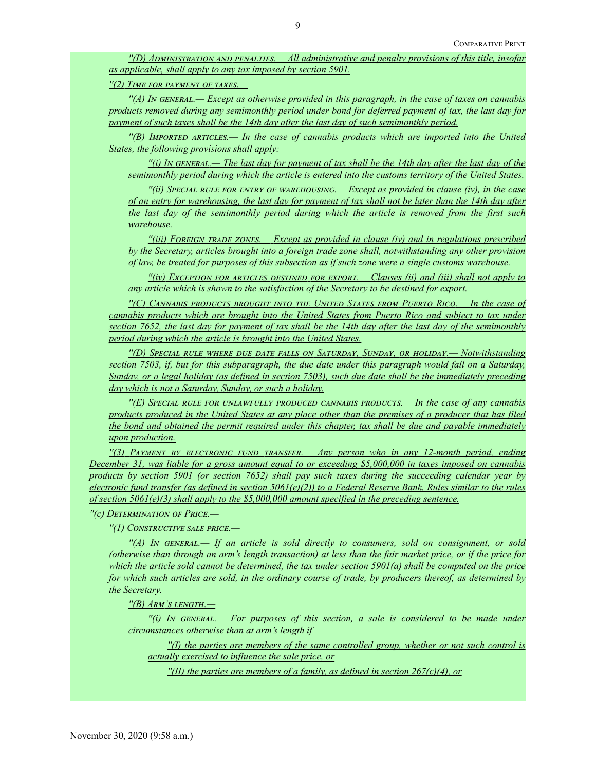*"(D) Administration and penalties.— All administrative and penalty provisions of this title, insofar as applicable, shall apply to any tax imposed by section 5901.*

*"(2) Time for payment of taxes.—*

*"(A) In general.— Except as otherwise provided in this paragraph, in the case of taxes on cannabis products removed during any semimonthly period under bond for deferred payment of tax, the last day for payment of such taxes shall be the 14th day after the last day of such semimonthly period.*

*"(B) Imported articles.— In the case of cannabis products which are imported into the United States, the following provisions shall apply:*

*"(i) In general.— The last day for payment of tax shall be the 14th day after the last day of the semimonthly period during which the article is entered into the customs territory of the United States.*

*"(ii) Special rule for entry of warehousing.— Except as provided in clause (iv), in the case of an entry for warehousing, the last day for payment of tax shall not be later than the 14th day after the last day of the semimonthly period during which the article is removed from the first such warehouse.*

*"(iii) Foreign trade zones.— Except as provided in clause (iv) and in regulations prescribed by the Secretary, articles brought into a foreign trade zone shall, notwithstanding any other provision of law, be treated for purposes of this subsection as if such zone were a single customs warehouse.*

*"(iv) Exception for articles destined for export.— Clauses (ii) and (iii) shall not apply to any article which is shown to the satisfaction of the Secretary to be destined for export.*

*"(C) Cannabis products brought into the United States from Puerto Rico.— In the case of cannabis products which are brought into the United States from Puerto Rico and subject to tax under section 7652, the last day for payment of tax shall be the 14th day after the last day of the semimonthly period during which the article is brought into the United States.*

*"(D) Special rule where due date falls on Saturday, Sunday, or holiday.— Notwithstanding section 7503, if, but for this subparagraph, the due date under this paragraph would fall on a Saturday, Sunday, or a legal holiday (as defined in section 7503), such due date shall be the immediately preceding day which is not a Saturday, Sunday, or such a holiday.*

*"(E) Special rule for unlawfully produced cannabis products.— In the case of any cannabis products produced in the United States at any place other than the premises of a producer that has filed the bond and obtained the permit required under this chapter, tax shall be due and payable immediately upon production.*

*"(3) Payment by electronic fund transfer.— Any person who in any 12-month period, ending December 31, was liable for a gross amount equal to or exceeding $5,000,000 in taxes imposed on cannabis products by section 5901 (or section 7652) shall pay such taxes during the succeeding calendar year by electronic fund transfer (as defined in section 5061(e)(2)) to a Federal Reserve Bank. Rules similar to the rules of section 5061(e)(3) shall apply to the $5,000,000 amount specified in the preceding sentence.*

*"(c) Determination of Price.—*

*"(1) Constructive sale price.—*

*"(A) In general.— If an article is sold directly to consumers, sold on consignment, or sold (otherwise than through an arm's length transaction) at less than the fair market price, or if the price for which the article sold cannot be determined, the tax under section 5901(a) shall be computed on the price for which such articles are sold, in the ordinary course of trade, by producers thereof, as determined by the Secretary.*

*"(B) Arm's length.—*

*"(i) In general.— For purposes of this section, a sale is considered to be made under circumstances otherwise than at arm's length if—*

*"(I) the parties are members of the same controlled group, whether or not such control is actually exercised to influence the sale price, or*

*"(II) the parties are members of a family, as defined in section 267(c)(4), or*

November 30, 2020 (9:58 a.m.)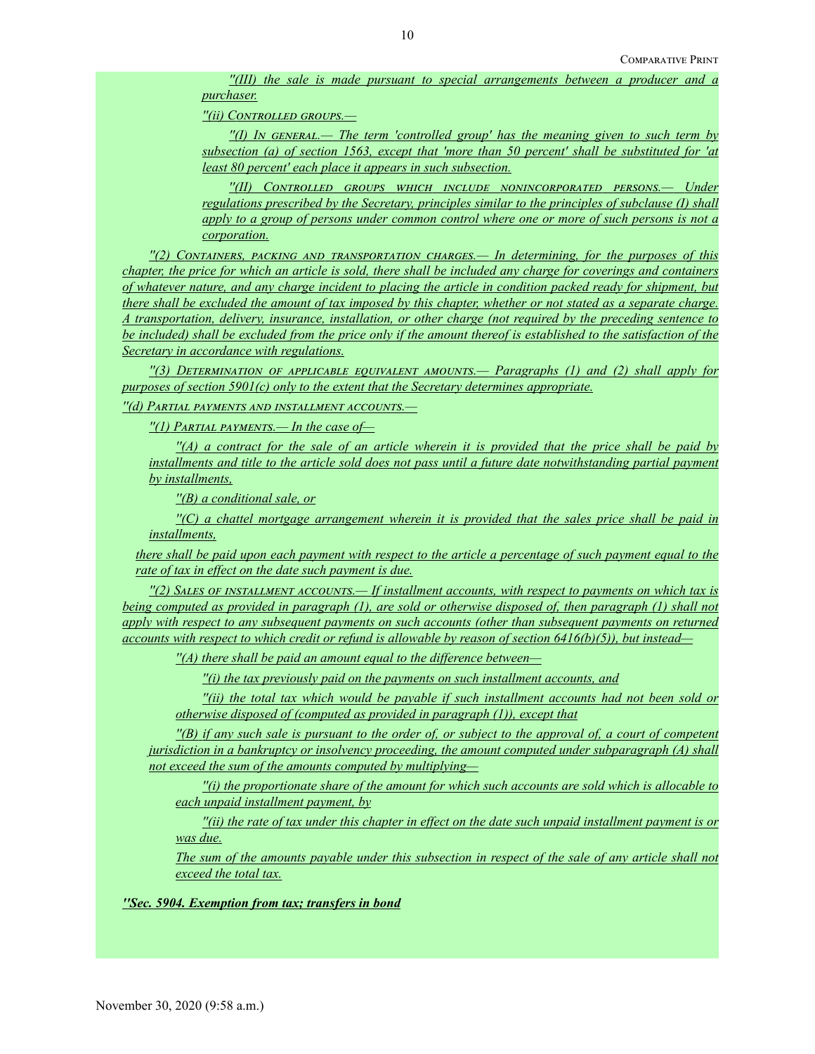''(III) the sale is made pursuant to special arrangements between a producer and a purchaser.

''(ii) *Controlled groups.*—

''(I) *In general.*— The term 'controlled group' has the meaning given to such term by subsection (a) of section 1563, except that 'more than 50 percent' shall be substituted for 'at least 80 percent' each place it appears in such subsection.

''(II) *Controlled groups which include nonincorporated persons.*— Under regulations prescribed by the Secretary, principles similar to the principles of subclause (I) shall apply to a group of persons under common control where one or more of such persons is not a corporation.

''(2) *Containers, packing and transportation charges.*— In determining, for the purposes of this chapter, the price for which an article is sold, there shall be included any charge for coverings and containers of whatever nature, and any charge incident to placing the article in condition packed ready for shipment, but there shall be excluded the amount of tax imposed by this chapter, whether or not stated as a separate charge. A transportation, delivery, insurance, installation, or other charge (not required by the preceding sentence to be included) shall be excluded from the price only if the amount thereof is established to the satisfaction of the Secretary in accordance with regulations.

''(3) *Determination of applicable equivalent amounts.*— Paragraphs (1) and (2) shall apply for purposes of section 5901(c) only to the extent that the Secretary determines appropriate.

''(d) *Partial payments and installment accounts.*—

''(1) *Partial payments.*— In the case of—

''(A) a contract for the sale of an article wherein it is provided that the price shall be paid by installments and title to the article sold does not pass until a future date notwithstanding partial payment by installments,

''(B) a conditional sale, or

''(C) a chattel mortgage arrangement wherein it is provided that the sales price shall be paid in installments,

there shall be paid upon each payment with respect to the article a percentage of such payment equal to the rate of tax in effect on the date such payment is due.

''(2) *Sales of installment accounts.*— If installment accounts, with respect to payments on which tax is being computed as provided in paragraph (1), are sold or otherwise disposed of, then paragraph (1) shall not apply with respect to any subsequent payments on such accounts (other than subsequent payments on returned accounts with respect to which credit or refund is allowable by reason of section 6416(b)(5)), but instead—

''(A) there shall be paid an amount equal to the difference between—

''(i) the tax previously paid on the payments on such installment accounts, and

''(ii) the total tax which would be payable if such installment accounts had not been sold or otherwise disposed of (computed as provided in paragraph (1)), except that

''(B) if any such sale is pursuant to the order of, or subject to the approval of, a court of competent jurisdiction in a bankruptcy or insolvency proceeding, the amount computed under subparagraph (A) shall not exceed the sum of the amounts computed by multiplying—

''(i) the proportionate share of the amount for which such accounts are sold which is allocable to each unpaid installment payment, by

''(ii) the rate of tax under this chapter in effect on the date such unpaid installment payment is or was due.

The sum of the amounts payable under this subsection in respect of the sale of any article shall not exceed the total tax.

**''Sec. 5904. Exemption from tax; transfers in bond**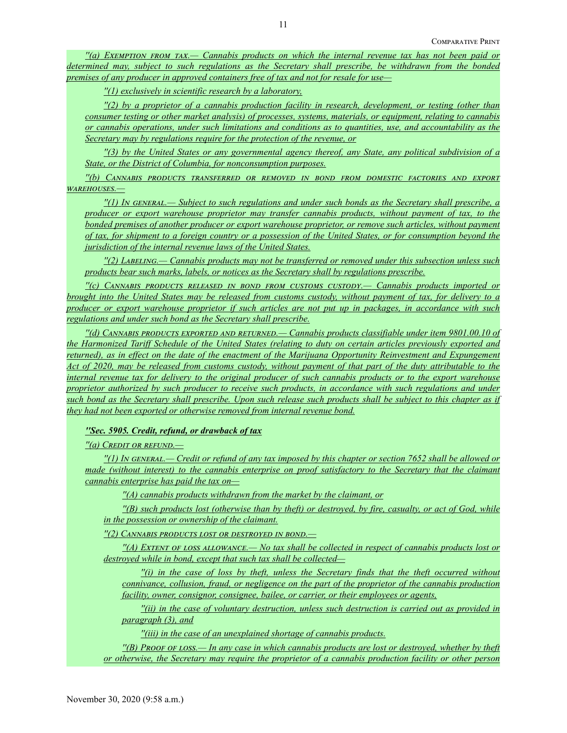*''(a) Exemption from tax.— Cannabis products on which the internal revenue tax has not been paid or determined may, subject to such regulations as the Secretary shall prescribe, be withdrawn from the bonded premises of any producer in approved containers free of tax and not for resale for use—*

*''(1) exclusively in scientific research by a laboratory,*

*''(2) by a proprietor of a cannabis production facility in research, development, or testing (other than consumer testing or other market analysis) of processes, systems, materials, or equipment, relating to cannabis or cannabis operations, under such limitations and conditions as to quantities, use, and accountability as the Secretary may by regulations require for the protection of the revenue, or*

*''(3) by the United States or any governmental agency thereof, any State, any political subdivision of a State, or the District of Columbia, for nonconsumption purposes.*

*''(b) Cannabis products transferred or removed in bond from domestic factories and export warehouses.—*

*''(1) In general.— Subject to such regulations and under such bonds as the Secretary shall prescribe, a producer or export warehouse proprietor may transfer cannabis products, without payment of tax, to the bonded premises of another producer or export warehouse proprietor, or remove such articles, without payment of tax, for shipment to a foreign country or a possession of the United States, or for consumption beyond the jurisdiction of the internal revenue laws of the United States.*

*''(2) Labeling.— Cannabis products may not be transferred or removed under this subsection unless such products bear such marks, labels, or notices as the Secretary shall by regulations prescribe.*

*''(c) Cannabis products released in bond from customs custody.— Cannabis products imported or brought into the United States may be released from customs custody, without payment of tax, for delivery to a producer or export warehouse proprietor if such articles are not put up in packages, in accordance with such regulations and under such bond as the Secretary shall prescribe.*

*''(d) Cannabis products exported and returned.— Cannabis products classifiable under item 9801.00.10 of the Harmonized Tariff Schedule of the United States (relating to duty on certain articles previously exported and returned), as in effect on the date of the enactment of the Marijuana Opportunity Reinvestment and Expungement Act of 2020, may be released from customs custody, without payment of that part of the duty attributable to the internal revenue tax for delivery to the original producer of such cannabis products or to the export warehouse proprietor authorized by such producer to receive such products, in accordance with such regulations and under such bond as the Secretary shall prescribe. Upon such release such products shall be subject to this chapter as if they had not been exported or otherwise removed from internal revenue bond.*

***''Sec. 5905. Credit, refund, or drawback of tax***

*''(a) Credit or refund.—*

*''(1) In general.— Credit or refund of any tax imposed by this chapter or section 7652 shall be allowed or made (without interest) to the cannabis enterprise on proof satisfactory to the Secretary that the claimant cannabis enterprise has paid the tax on—*

*''(A) cannabis products withdrawn from the market by the claimant, or*

*''(B) such products lost (otherwise than by theft) or destroyed, by fire, casualty, or act of God, while in the possession or ownership of the claimant.*

*''(2) Cannabis products lost or destroyed in bond.—*

*''(A) Extent of loss allowance.— No tax shall be collected in respect of cannabis products lost or destroyed while in bond, except that such tax shall be collected—*

*''(i) in the case of loss by theft, unless the Secretary finds that the theft occurred without connivance, collusion, fraud, or negligence on the part of the proprietor of the cannabis production facility, owner, consignor, consignee, bailee, or carrier, or their employees or agents,*

*''(ii) in the case of voluntary destruction, unless such destruction is carried out as provided in paragraph (3), and*

*''(iii) in the case of an unexplained shortage of cannabis products.*

*''(B) Proof of loss.— In any case in which cannabis products are lost or destroyed, whether by theft or otherwise, the Secretary may require the proprietor of a cannabis production facility or other person*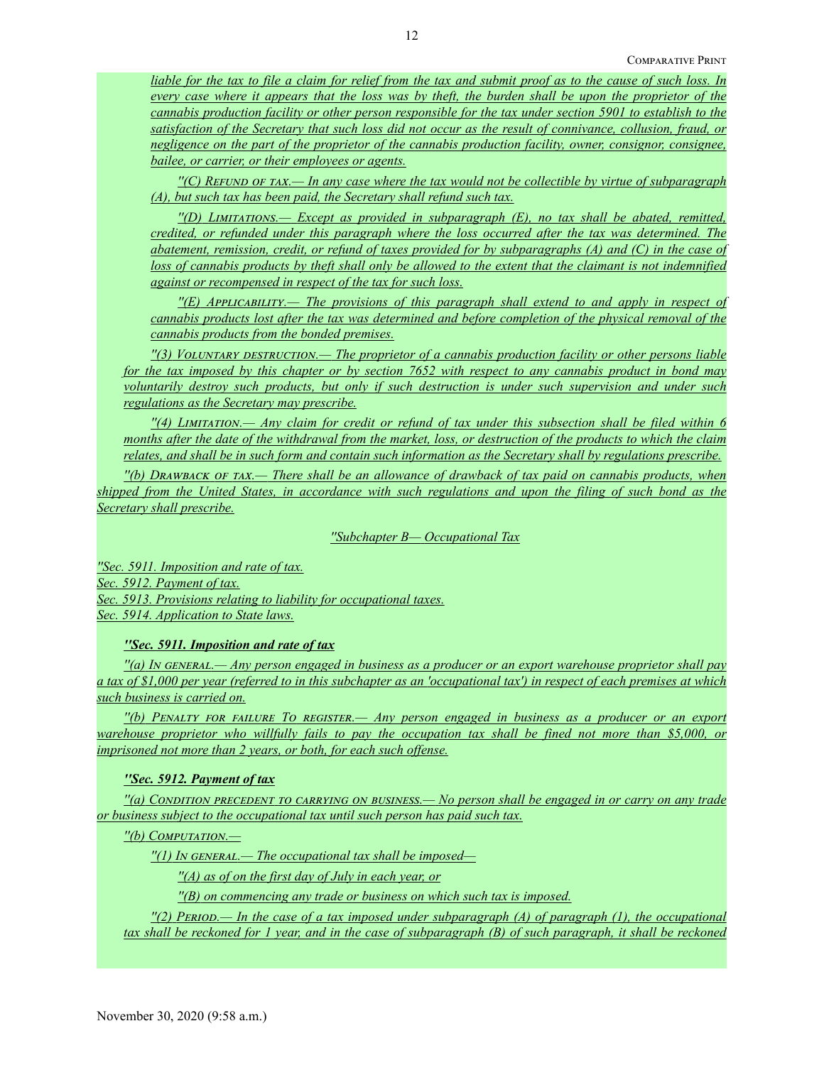*liable for the tax to file a claim for relief from the tax and submit proof as to the cause of such loss. In every case where it appears that the loss was by theft, the burden shall be upon the proprietor of the cannabis production facility or other person responsible for the tax under section 5901 to establish to the satisfaction of the Secretary that such loss did not occur as the result of connivance, collusion, fraud, or negligence on the part of the proprietor of the cannabis production facility, owner, consignor, consignee, bailee, or carrier, or their employees or agents.*

*''(C) Refund of tax.— In any case where the tax would not be collectible by virtue of subparagraph (A), but such tax has been paid, the Secretary shall refund such tax.*

*''(D) Limitations.— Except as provided in subparagraph (E), no tax shall be abated, remitted, credited, or refunded under this paragraph where the loss occurred after the tax was determined. The abatement, remission, credit, or refund of taxes provided for by subparagraphs (A) and (C) in the case of loss of cannabis products by theft shall only be allowed to the extent that the claimant is not indemnified against or recompensed in respect of the tax for such loss.*

*''(E) Applicability.— The provisions of this paragraph shall extend to and apply in respect of cannabis products lost after the tax was determined and before completion of the physical removal of the cannabis products from the bonded premises.*

*''(3) Voluntary destruction.— The proprietor of a cannabis production facility or other persons liable for the tax imposed by this chapter or by section 7652 with respect to any cannabis product in bond may voluntarily destroy such products, but only if such destruction is under such supervision and under such regulations as the Secretary may prescribe.*

*''(4) Limitation.— Any claim for credit or refund of tax under this subsection shall be filed within 6 months after the date of the withdrawal from the market, loss, or destruction of the products to which the claim relates, and shall be in such form and contain such information as the Secretary shall by regulations prescribe.*

*''(b) Drawback of tax.— There shall be an allowance of drawback of tax paid on cannabis products, when shipped from the United States, in accordance with such regulations and upon the filing of such bond as the Secretary shall prescribe.*

*''Subchapter B— Occupational Tax*

*''Sec. 5911. Imposition and rate of tax.*
*Sec. 5912. Payment of tax.*
*Sec. 5913. Provisions relating to liability for occupational taxes.*
*Sec. 5914. Application to State laws.*

***''Sec. 5911. Imposition and rate of tax***

*''(a) In general.— Any person engaged in business as a producer or an export warehouse proprietor shall pay a tax of $1,000 per year (referred to in this subchapter as an 'occupational tax') in respect of each premises at which such business is carried on.*

*''(b) Penalty for failure To register.— Any person engaged in business as a producer or an export warehouse proprietor who willfully fails to pay the occupation tax shall be fined not more than $5,000, or imprisoned not more than 2 years, or both, for each such offense.*

***''Sec. 5912. Payment of tax***

*''(a) Condition precedent to carrying on business.— No person shall be engaged in or carry on any trade or business subject to the occupational tax until such person has paid such tax.*

*''(b) Computation.—*

*''(1) In general.— The occupational tax shall be imposed—*

*''(A) as of on the first day of July in each year, or*

*''(B) on commencing any trade or business on which such tax is imposed.*

*''(2) Period.— In the case of a tax imposed under subparagraph (A) of paragraph (1), the occupational tax shall be reckoned for 1 year, and in the case of subparagraph (B) of such paragraph, it shall be reckoned*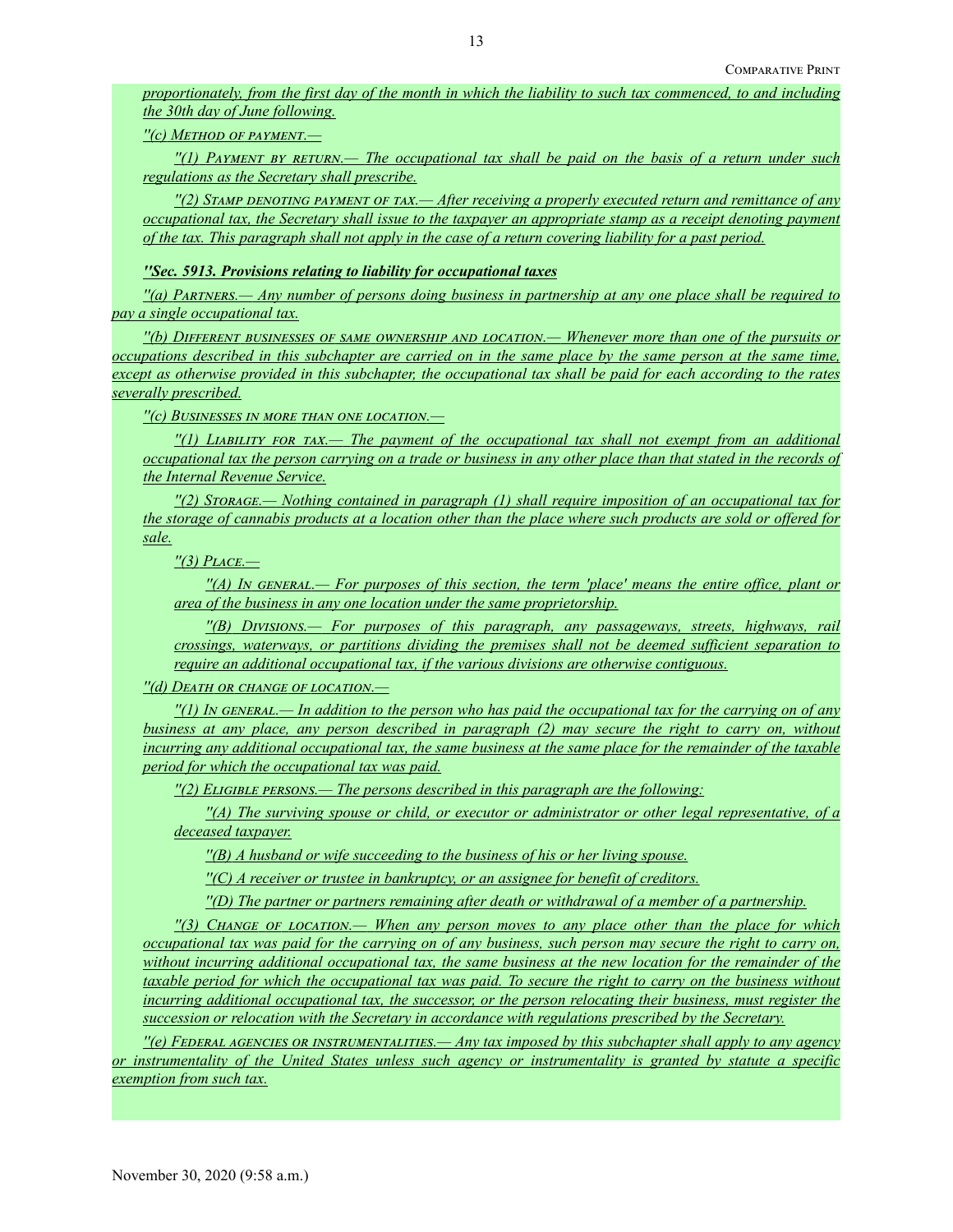*proportionately, from the first day of the month in which the liability to such tax commenced, to and including the 30th day of June following.*

*''(c) Method of payment.—*

*''(1) Payment by return.— The occupational tax shall be paid on the basis of a return under such regulations as the Secretary shall prescribe.*

*''(2) Stamp denoting payment of tax.— After receiving a properly executed return and remittance of any occupational tax, the Secretary shall issue to the taxpayer an appropriate stamp as a receipt denoting payment of the tax. This paragraph shall not apply in the case of a return covering liability for a past period.*

***''Sec. 5913. Provisions relating to liability for occupational taxes***

*''(a) Partners.— Any number of persons doing business in partnership at any one place shall be required to pay a single occupational tax.*

*''(b) Different businesses of same ownership and location.— Whenever more than one of the pursuits or occupations described in this subchapter are carried on in the same place by the same person at the same time, except as otherwise provided in this subchapter, the occupational tax shall be paid for each according to the rates severally prescribed.*

*''(c) Businesses in more than one location.—*

*''(1) Liability for tax.— The payment of the occupational tax shall not exempt from an additional occupational tax the person carrying on a trade or business in any other place than that stated in the records of the Internal Revenue Service.*

*''(2) Storage.— Nothing contained in paragraph (1) shall require imposition of an occupational tax for the storage of cannabis products at a location other than the place where such products are sold or offered for sale.*

*''(3) Place.—*

*''(A) In general.— For purposes of this section, the term 'place' means the entire office, plant or area of the business in any one location under the same proprietorship.*

*''(B) Divisions.— For purposes of this paragraph, any passageways, streets, highways, rail crossings, waterways, or partitions dividing the premises shall not be deemed sufficient separation to require an additional occupational tax, if the various divisions are otherwise contiguous.*

*''(d) Death or change of location.—*

*''(1) In general.— In addition to the person who has paid the occupational tax for the carrying on of any business at any place, any person described in paragraph (2) may secure the right to carry on, without incurring any additional occupational tax, the same business at the same place for the remainder of the taxable period for which the occupational tax was paid.*

*''(2) Eligible persons.— The persons described in this paragraph are the following:*

*''(A) The surviving spouse or child, or executor or administrator or other legal representative, of a deceased taxpayer.*

*''(B) A husband or wife succeeding to the business of his or her living spouse.*

*''(C) A receiver or trustee in bankruptcy, or an assignee for benefit of creditors.*

*''(D) The partner or partners remaining after death or withdrawal of a member of a partnership.*

*''(3) Change of location.— When any person moves to any place other than the place for which occupational tax was paid for the carrying on of any business, such person may secure the right to carry on, without incurring additional occupational tax, the same business at the new location for the remainder of the taxable period for which the occupational tax was paid. To secure the right to carry on the business without incurring additional occupational tax, the successor, or the person relocating their business, must register the succession or relocation with the Secretary in accordance with regulations prescribed by the Secretary.*

*''(e) Federal agencies or instrumentalities.— Any tax imposed by this subchapter shall apply to any agency or instrumentality of the United States unless such agency or instrumentality is granted by statute a specific exemption from such tax.*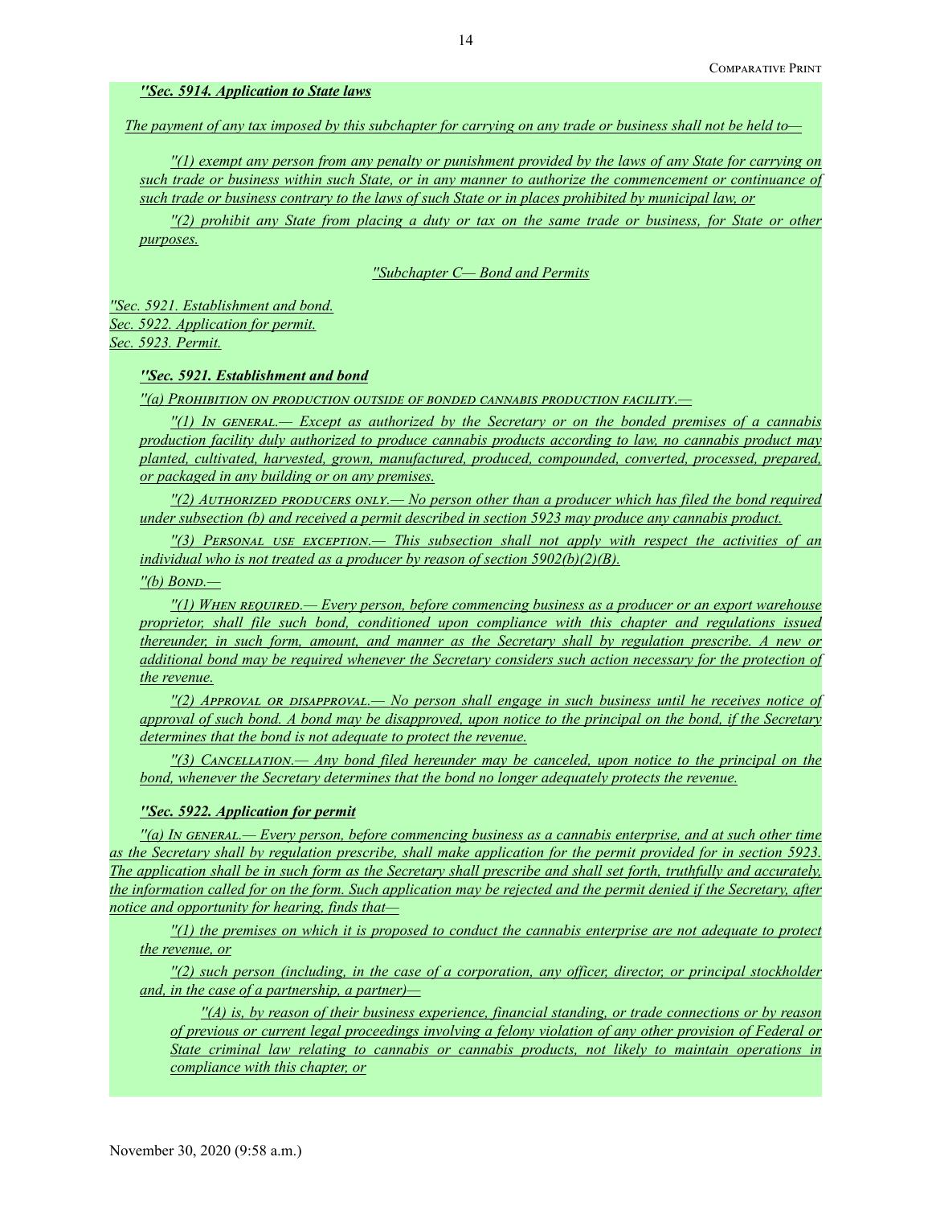*"Sec. 5914. Application to State laws*

*The payment of any tax imposed by this subchapter for carrying on any trade or business shall not be held to—*

*"(1) exempt any person from any penalty or punishment provided by the laws of any State for carrying on such trade or business within such State, or in any manner to authorize the commencement or continuance of such trade or business contrary to the laws of such State or in places prohibited by municipal law, or*

*"(2) prohibit any State from placing a duty or tax on the same trade or business, for State or other purposes.*

*"Subchapter C— Bond and Permits*

*"Sec. 5921. Establishment and bond.*
*Sec. 5922. Application for permit.*
*Sec. 5923. Permit.*

***"Sec. 5921. Establishment and bond***

*"(a) PROHIBITION ON PRODUCTION OUTSIDE OF BONDED CANNABIS PRODUCTION FACILITY.—*

*"(1) IN GENERAL.— Except as authorized by the Secretary or on the bonded premises of a cannabis production facility duly authorized to produce cannabis products according to law, no cannabis product may planted, cultivated, harvested, grown, manufactured, produced, compounded, converted, processed, prepared, or packaged in any building or on any premises.*

*"(2) AUTHORIZED PRODUCERS ONLY.— No person other than a producer which has filed the bond required under subsection (b) and received a permit described in section 5923 may produce any cannabis product.*

*"(3) PERSONAL USE EXCEPTION.— This subsection shall not apply with respect the activities of an individual who is not treated as a producer by reason of section 5902(b)(2)(B).*

*"(b) BOND.—*

*"(1) WHEN REQUIRED.— Every person, before commencing business as a producer or an export warehouse proprietor, shall file such bond, conditioned upon compliance with this chapter and regulations issued thereunder, in such form, amount, and manner as the Secretary shall by regulation prescribe. A new or additional bond may be required whenever the Secretary considers such action necessary for the protection of the revenue.*

*"(2) APPROVAL OR DISAPPROVAL.— No person shall engage in such business until he receives notice of approval of such bond. A bond may be disapproved, upon notice to the principal on the bond, if the Secretary determines that the bond is not adequate to protect the revenue.*

*"(3) CANCELLATION.— Any bond filed hereunder may be canceled, upon notice to the principal on the bond, whenever the Secretary determines that the bond no longer adequately protects the revenue.*

***"Sec. 5922. Application for permit***

*"(a) IN GENERAL.— Every person, before commencing business as a cannabis enterprise, and at such other time as the Secretary shall by regulation prescribe, shall make application for the permit provided for in section 5923. The application shall be in such form as the Secretary shall prescribe and shall set forth, truthfully and accurately, the information called for on the form. Such application may be rejected and the permit denied if the Secretary, after notice and opportunity for hearing, finds that—*

*"(1) the premises on which it is proposed to conduct the cannabis enterprise are not adequate to protect the revenue, or*

*"(2) such person (including, in the case of a corporation, any officer, director, or principal stockholder and, in the case of a partnership, a partner)—*

*"(A) is, by reason of their business experience, financial standing, or trade connections or by reason of previous or current legal proceedings involving a felony violation of any other provision of Federal or State criminal law relating to cannabis or cannabis products, not likely to maintain operations in compliance with this chapter, or*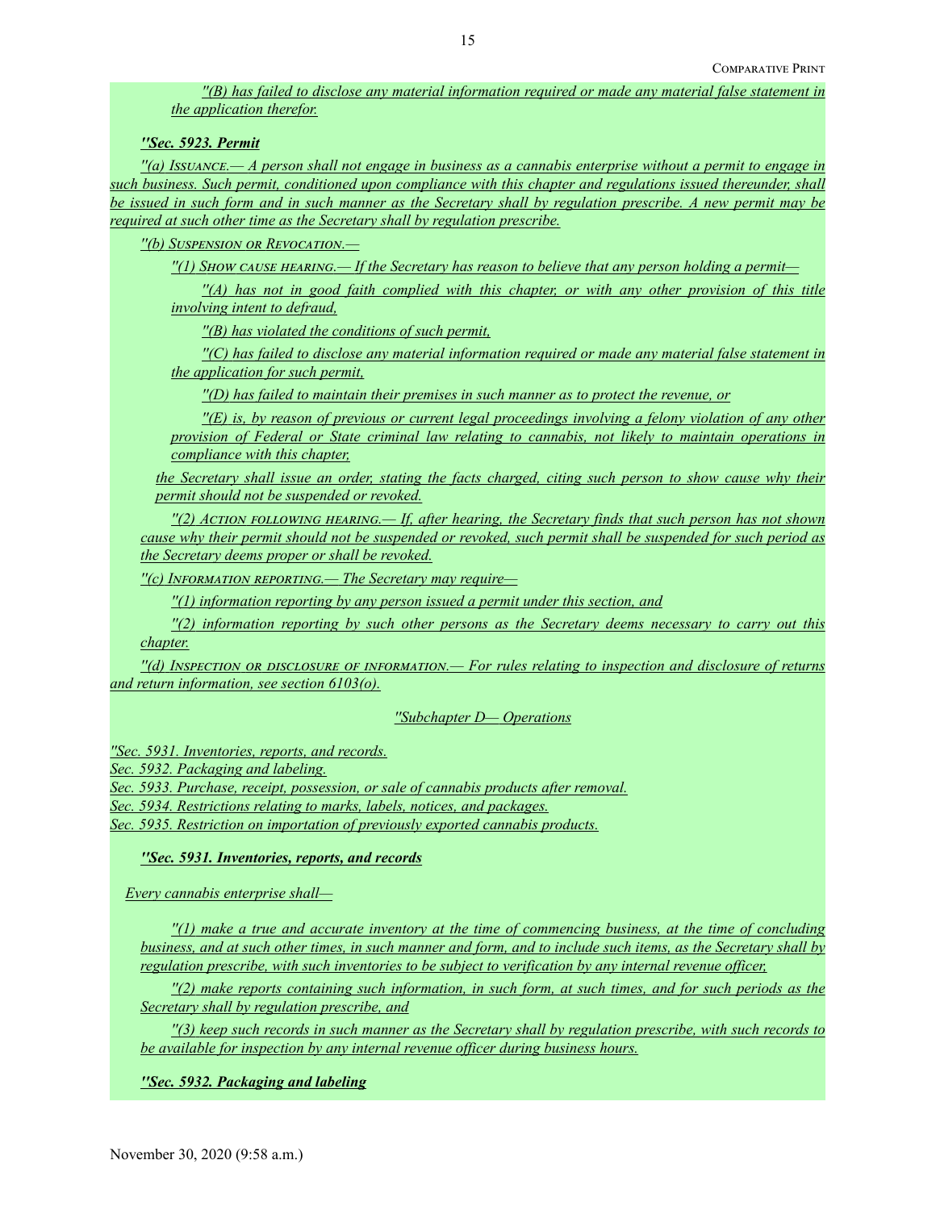*''(B) has failed to disclose any material information required or made any material false statement in the application therefor.*

***''Sec. 5923. Permit***

*''(a) Issuance.— A person shall not engage in business as a cannabis enterprise without a permit to engage in such business. Such permit, conditioned upon compliance with this chapter and regulations issued thereunder, shall be issued in such form and in such manner as the Secretary shall by regulation prescribe. A new permit may be required at such other time as the Secretary shall by regulation prescribe.*

*''(b) Suspension or Revocation.—*

*''(1) Show cause hearing.— If the Secretary has reason to believe that any person holding a permit—*

*''(A) has not in good faith complied with this chapter, or with any other provision of this title involving intent to defraud,*

*''(B) has violated the conditions of such permit,*

*''(C) has failed to disclose any material information required or made any material false statement in the application for such permit,*

*''(D) has failed to maintain their premises in such manner as to protect the revenue, or*

*''(E) is, by reason of previous or current legal proceedings involving a felony violation of any other provision of Federal or State criminal law relating to cannabis, not likely to maintain operations in compliance with this chapter,*

*the Secretary shall issue an order, stating the facts charged, citing such person to show cause why their permit should not be suspended or revoked.*

*''(2) Action following hearing.— If, after hearing, the Secretary finds that such person has not shown cause why their permit should not be suspended or revoked, such permit shall be suspended for such period as the Secretary deems proper or shall be revoked.*

*''(c) Information reporting.— The Secretary may require—*

*''(1) information reporting by any person issued a permit under this section, and*

*''(2) information reporting by such other persons as the Secretary deems necessary to carry out this chapter.*

*''(d) Inspection or disclosure of information.— For rules relating to inspection and disclosure of returns and return information, see section 6103(o).*

*''Subchapter D— Operations*

*''Sec. 5931. Inventories, reports, and records.*
*Sec. 5932. Packaging and labeling.*
*Sec. 5933. Purchase, receipt, possession, or sale of cannabis products after removal.*
*Sec. 5934. Restrictions relating to marks, labels, notices, and packages.*
*Sec. 5935. Restriction on importation of previously exported cannabis products.*

***''Sec. 5931. Inventories, reports, and records***

*Every cannabis enterprise shall—*

*''(1) make a true and accurate inventory at the time of commencing business, at the time of concluding business, and at such other times, in such manner and form, and to include such items, as the Secretary shall by regulation prescribe, with such inventories to be subject to verification by any internal revenue officer,*

*''(2) make reports containing such information, in such form, at such times, and for such periods as the Secretary shall by regulation prescribe, and*

*''(3) keep such records in such manner as the Secretary shall by regulation prescribe, with such records to be available for inspection by any internal revenue officer during business hours.*

***''Sec. 5932. Packaging and labeling***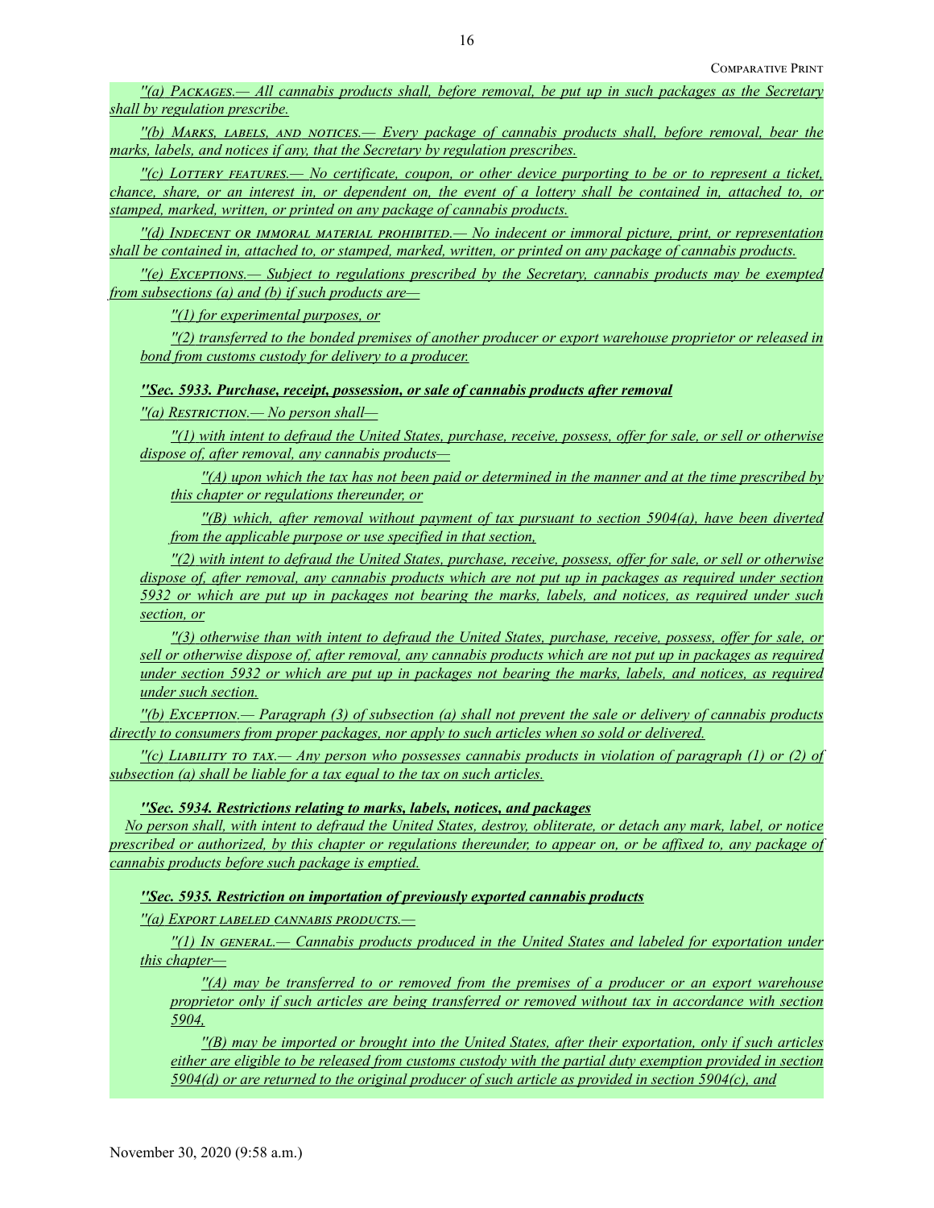''(a) Packages.— All cannabis products shall, before removal, be put up in such packages as the Secretary shall by regulation prescribe.

''(b) Marks, labels, and notices.— Every package of cannabis products shall, before removal, bear the marks, labels, and notices if any, that the Secretary by regulation prescribes.

''(c) Lottery features.— No certificate, coupon, or other device purporting to be or to represent a ticket, chance, share, or an interest in, or dependent on, the event of a lottery shall be contained in, attached to, or stamped, marked, written, or printed on any package of cannabis products.

''(d) Indecent or immoral material prohibited.— No indecent or immoral picture, print, or representation shall be contained in, attached to, or stamped, marked, written, or printed on any package of cannabis products.

''(e) Exceptions.— Subject to regulations prescribed by the Secretary, cannabis products may be exempted from subsections (a) and (b) if such products are—

''(1) for experimental purposes, or

''(2) transferred to the bonded premises of another producer or export warehouse proprietor or released in bond from customs custody for delivery to a producer.

**''Sec. 5933. Purchase, receipt, possession, or sale of cannabis products after removal**

''(a) Restriction.— No person shall—

''(1) with intent to defraud the United States, purchase, receive, possess, offer for sale, or sell or otherwise dispose of, after removal, any cannabis products—

''(A) upon which the tax has not been paid or determined in the manner and at the time prescribed by this chapter or regulations thereunder, or

''(B) which, after removal without payment of tax pursuant to section 5904(a), have been diverted from the applicable purpose or use specified in that section,

''(2) with intent to defraud the United States, purchase, receive, possess, offer for sale, or sell or otherwise dispose of, after removal, any cannabis products which are not put up in packages as required under section 5932 or which are put up in packages not bearing the marks, labels, and notices, as required under such section, or

''(3) otherwise than with intent to defraud the United States, purchase, receive, possess, offer for sale, or sell or otherwise dispose of, after removal, any cannabis products which are not put up in packages as required under section 5932 or which are put up in packages not bearing the marks, labels, and notices, as required under such section.

''(b) Exception.— Paragraph (3) of subsection (a) shall not prevent the sale or delivery of cannabis products directly to consumers from proper packages, nor apply to such articles when so sold or delivered.

''(c) Liability to tax.— Any person who possesses cannabis products in violation of paragraph (1) or (2) of subsection (a) shall be liable for a tax equal to the tax on such articles.

**''Sec. 5934. Restrictions relating to marks, labels, notices, and packages**

No person shall, with intent to defraud the United States, destroy, obliterate, or detach any mark, label, or notice prescribed or authorized, by this chapter or regulations thereunder, to appear on, or be affixed to, any package of cannabis products before such package is emptied.

**''Sec. 5935. Restriction on importation of previously exported cannabis products**

''(a) Export labeled cannabis products.—

''(1) In general.— Cannabis products produced in the United States and labeled for exportation under this chapter—

''(A) may be transferred to or removed from the premises of a producer or an export warehouse proprietor only if such articles are being transferred or removed without tax in accordance with section 5904,

''(B) may be imported or brought into the United States, after their exportation, only if such articles either are eligible to be released from customs custody with the partial duty exemption provided in section 5904(d) or are returned to the original producer of such article as provided in section 5904(c), and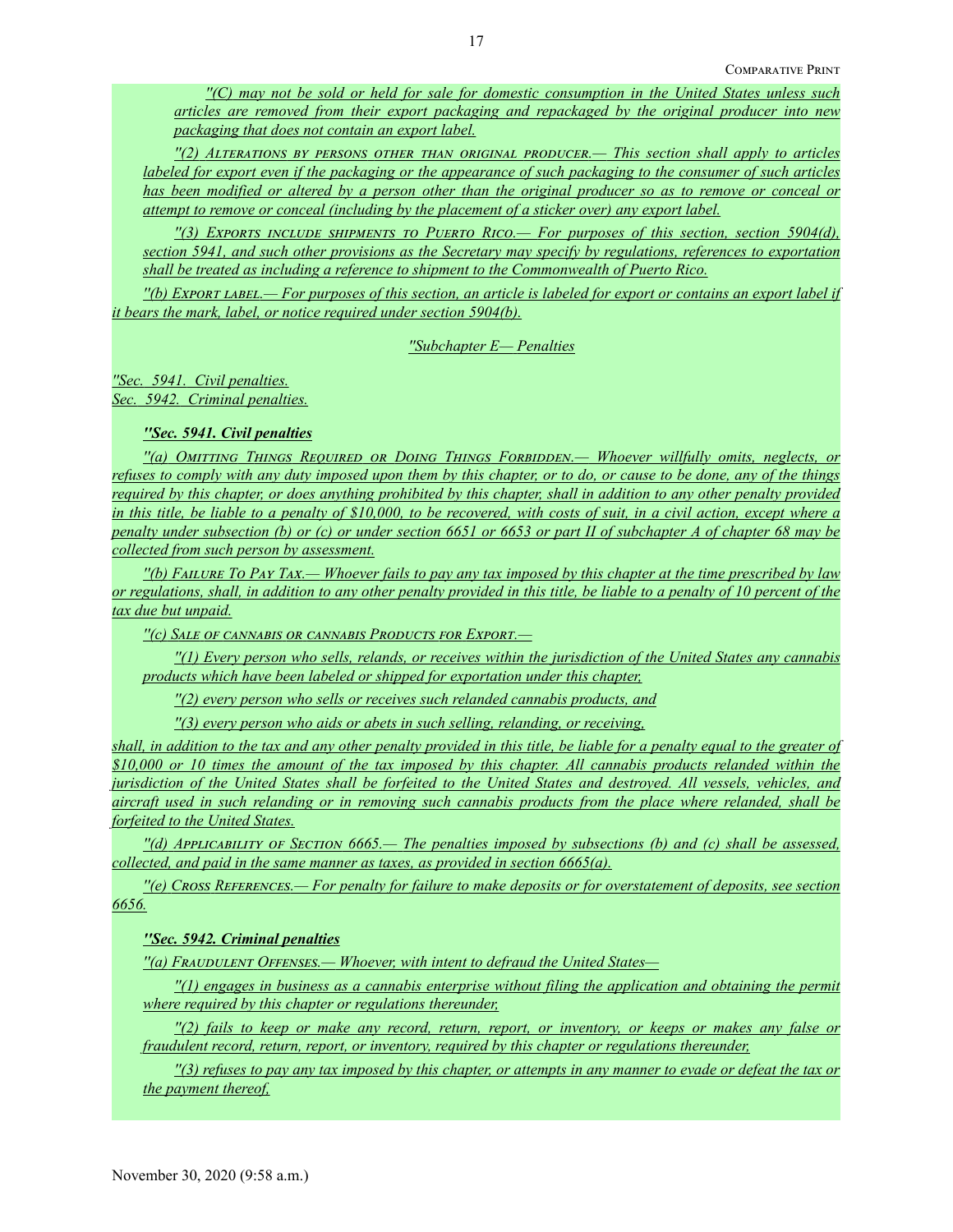*''(C) may not be sold or held for sale for domestic consumption in the United States unless such articles are removed from their export packaging and repackaged by the original producer into new packaging that does not contain an export label.*

*''(2) Alterations by persons other than original producer.— This section shall apply to articles labeled for export even if the packaging or the appearance of such packaging to the consumer of such articles has been modified or altered by a person other than the original producer so as to remove or conceal or attempt to remove or conceal (including by the placement of a sticker over) any export label.*

*''(3) Exports include shipments to Puerto Rico.— For purposes of this section, section 5904(d), section 5941, and such other provisions as the Secretary may specify by regulations, references to exportation shall be treated as including a reference to shipment to the Commonwealth of Puerto Rico.*

*''(b) Export label.— For purposes of this section, an article is labeled for export or contains an export label if it bears the mark, label, or notice required under section 5904(b).*

*''Subchapter E— Penalties*

*''Sec. 5941. Civil penalties.*
*Sec. 5942. Criminal penalties.*

***''Sec. 5941. Civil penalties***

*''(a) Omitting Things Required or Doing Things Forbidden.— Whoever willfully omits, neglects, or refuses to comply with any duty imposed upon them by this chapter, or to do, or cause to be done, any of the things required by this chapter, or does anything prohibited by this chapter, shall in addition to any other penalty provided in this title, be liable to a penalty of $10,000, to be recovered, with costs of suit, in a civil action, except where a penalty under subsection (b) or (c) or under section 6651 or 6653 or part II of subchapter A of chapter 68 may be collected from such person by assessment.*

*''(b) Failure To Pay Tax.— Whoever fails to pay any tax imposed by this chapter at the time prescribed by law or regulations, shall, in addition to any other penalty provided in this title, be liable to a penalty of 10 percent of the tax due but unpaid.*

*''(c) Sale of cannabis or cannabis Products for Export.—*

*''(1) Every person who sells, relands, or receives within the jurisdiction of the United States any cannabis products which have been labeled or shipped for exportation under this chapter,*

*''(2) every person who sells or receives such relanded cannabis products, and*

*''(3) every person who aids or abets in such selling, relanding, or receiving,*

*shall, in addition to the tax and any other penalty provided in this title, be liable for a penalty equal to the greater of $10,000 or 10 times the amount of the tax imposed by this chapter. All cannabis products relanded within the jurisdiction of the United States shall be forfeited to the United States and destroyed. All vessels, vehicles, and aircraft used in such relanding or in removing such cannabis products from the place where relanded, shall be forfeited to the United States.*

*''(d) Applicability of Section 6665.— The penalties imposed by subsections (b) and (c) shall be assessed, collected, and paid in the same manner as taxes, as provided in section 6665(a).*

*''(e) Cross References.— For penalty for failure to make deposits or for overstatement of deposits, see section 6656.*

***''Sec. 5942. Criminal penalties***

*''(a) Fraudulent Offenses.— Whoever, with intent to defraud the United States—*

*''(1) engages in business as a cannabis enterprise without filing the application and obtaining the permit where required by this chapter or regulations thereunder,*

*''(2) fails to keep or make any record, return, report, or inventory, or keeps or makes any false or fraudulent record, return, report, or inventory, required by this chapter or regulations thereunder,*

*''(3) refuses to pay any tax imposed by this chapter, or attempts in any manner to evade or defeat the tax or the payment thereof,*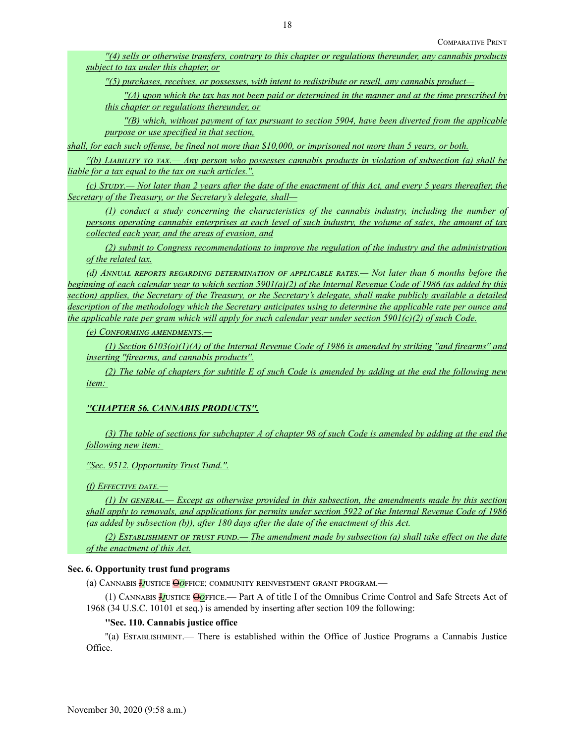*"(4) sells or otherwise transfers, contrary to this chapter or regulations thereunder, any cannabis products subject to tax under this chapter, or*

*"(5) purchases, receives, or possesses, with intent to redistribute or resell, any cannabis product—*

*"(A) upon which the tax has not been paid or determined in the manner and at the time prescribed by this chapter or regulations thereunder, or*

*"(B) which, without payment of tax pursuant to section 5904, have been diverted from the applicable purpose or use specified in that section,*

*shall, for each such offense, be fined not more than $10,000, or imprisoned not more than 5 years, or both.*

*"(b) Liability to tax.— Any person who possesses cannabis products in violation of subsection (a) shall be liable for a tax equal to the tax on such articles.".*

*(c) Study.— Not later than 2 years after the date of the enactment of this Act, and every 5 years thereafter, the Secretary of the Treasury, or the Secretary's delegate, shall—*

*(1) conduct a study concerning the characteristics of the cannabis industry, including the number of persons operating cannabis enterprises at each level of such industry, the volume of sales, the amount of tax collected each year, and the areas of evasion, and*

*(2) submit to Congress recommendations to improve the regulation of the industry and the administration of the related tax.*

*(d) Annual reports regarding determination of applicable rates.— Not later than 6 months before the beginning of each calendar year to which section 5901(a)(2) of the Internal Revenue Code of 1986 (as added by this section) applies, the Secretary of the Treasury, or the Secretary's delegate, shall make publicly available a detailed description of the methodology which the Secretary anticipates using to determine the applicable rate per ounce and the applicable rate per gram which will apply for such calendar year under section 5901(c)(2) of such Code.*

*(e) Conforming amendments.—*

*(1) Section 6103(o)(1)(A) of the Internal Revenue Code of 1986 is amended by striking "and firearms" and inserting "firearms, and cannabis products".*

*(2) The table of chapters for subtitle E of such Code is amended by adding at the end the following new item:*

***"CHAPTER 56. CANNABIS PRODUCTS".***

*(3) The table of sections for subchapter A of chapter 98 of such Code is amended by adding at the end the following new item:*

*"Sec. 9512. Opportunity Trust Tund.".*

*(f) Effective date.—*

*(1) In general.— Except as otherwise provided in this subsection, the amendments made by this section shall apply to removals, and applications for permits under section 5922 of the Internal Revenue Code of 1986 (as added by subsection (b)), after 180 days after the date of the enactment of this Act.*

*(2) Establishment of trust fund.— The amendment made by subsection (a) shall take effect on the date of the enactment of this Act.*

**Sec. 6. Opportunity trust fund programs**

(a) Cannabis ~~J~~*J*ustice ~~O~~*o*ffice; community reinvestment grant program.—

(1) Cannabis ~~J~~*J*ustice ~~O~~*o*ffice.— Part A of title I of the Omnibus Crime Control and Safe Streets Act of 1968 (34 U.S.C. 10101 et seq.) is amended by inserting after section 109 the following:

**"Sec. 110. Cannabis justice office**

"(a) Establishment.— There is established within the Office of Justice Programs a Cannabis Justice Office.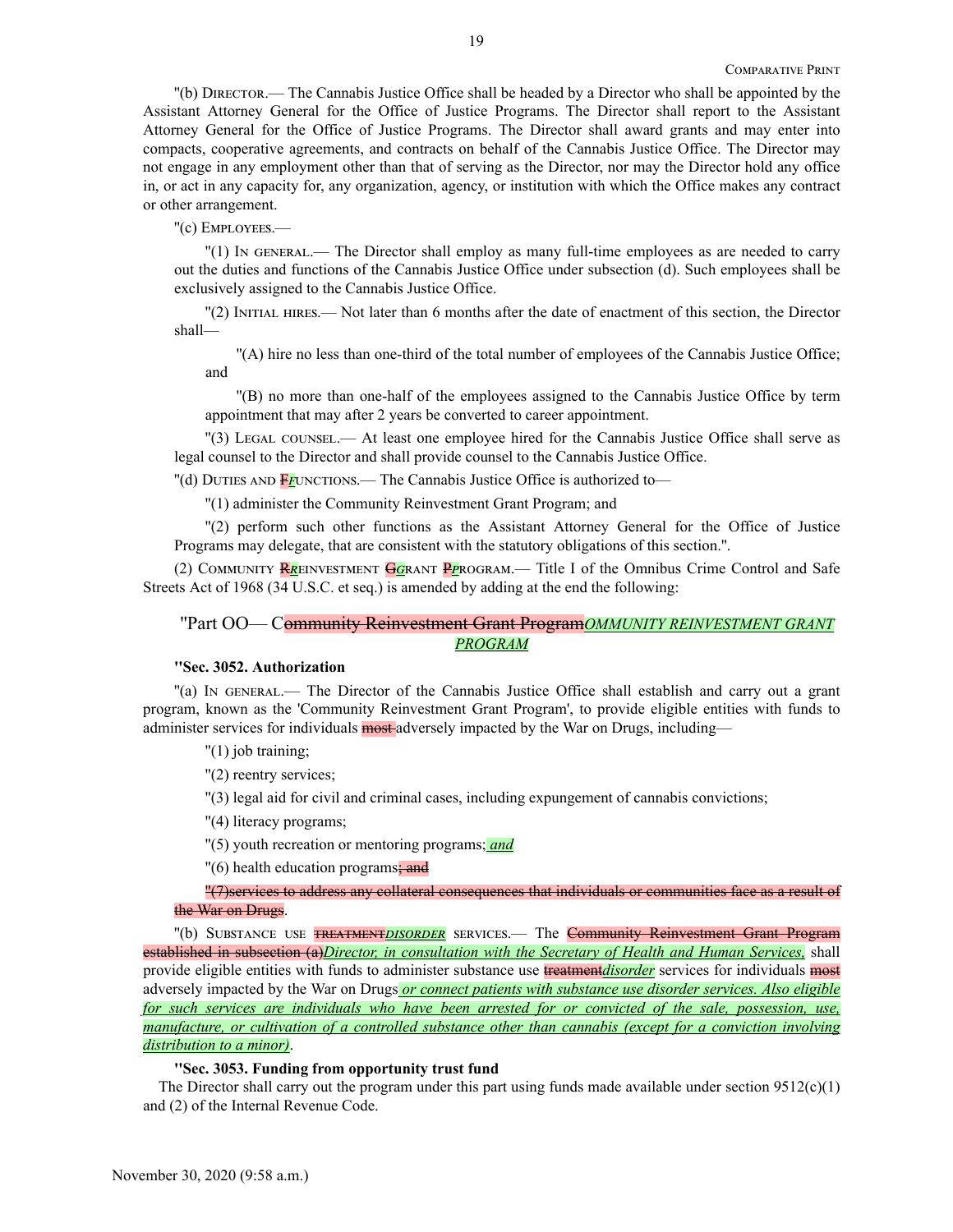"(b) DIRECTOR.— The Cannabis Justice Office shall be headed by a Director who shall be appointed by the Assistant Attorney General for the Office of Justice Programs. The Director shall report to the Assistant Attorney General for the Office of Justice Programs. The Director shall award grants and may enter into compacts, cooperative agreements, and contracts on behalf of the Cannabis Justice Office. The Director may not engage in any employment other than that of serving as the Director, nor may the Director hold any office in, or act in any capacity for, any organization, agency, or institution with which the Office makes any contract or other arrangement.

"(c) EMPLOYEES.—

"(1) IN GENERAL.— The Director shall employ as many full-time employees as are needed to carry out the duties and functions of the Cannabis Justice Office under subsection (d). Such employees shall be exclusively assigned to the Cannabis Justice Office.

"(2) INITIAL HIRES.— Not later than 6 months after the date of enactment of this section, the Director shall—

"(A) hire no less than one-third of the total number of employees of the Cannabis Justice Office; and

"(B) no more than one-half of the employees assigned to the Cannabis Justice Office by term appointment that may after 2 years be converted to career appointment.

"(3) LEGAL COUNSEL.— At least one employee hired for the Cannabis Justice Office shall serve as legal counsel to the Director and shall provide counsel to the Cannabis Justice Office.

"(d) DUTIES AND ~~F~~*F*UNCTIONS.— The Cannabis Justice Office is authorized to—

"(1) administer the Community Reinvestment Grant Program; and

"(2) perform such other functions as the Assistant Attorney General for the Office of Justice Programs may delegate, that are consistent with the statutory obligations of this section.".

(2) COMMUNITY ~~R~~*R*EINVESTMENT ~~G~~*G*RANT ~~P~~*P*ROGRAM.— Title I of the Omnibus Crime Control and Safe Streets Act of 1968 (34 U.S.C. et seq.) is amended by adding at the end the following:

"Part OO— C~~ommunity Reinvestment Grant Program~~*OMMUNITY REINVESTMENT GRANT PROGRAM*

**"Sec. 3052. Authorization**

"(a) IN GENERAL.— The Director of the Cannabis Justice Office shall establish and carry out a grant program, known as the 'Community Reinvestment Grant Program', to provide eligible entities with funds to administer services for individuals ~~most~~ adversely impacted by the War on Drugs, including—

"(1) job training;

"(2) reentry services;

"(3) legal aid for civil and criminal cases, including expungement of cannabis convictions;

"(4) literacy programs;

"(5) youth recreation or mentoring programs; *and*

"(6) health education programs~~; and~~

~~"(7)services to address any collateral consequences that individuals or communities face as a result of the War on Drugs~~.

"(b) SUBSTANCE USE ~~TREATMENT~~*DISORDER* SERVICES.— The ~~Community Reinvestment Grant Program established in subsection (a)~~*Director, in consultation with the Secretary of Health and Human Services,* shall provide eligible entities with funds to administer substance use ~~treatment~~*disorder* services for individuals ~~most~~ adversely impacted by the War on Drugs *or connect patients with substance use disorder services. Also eligible for such services are individuals who have been arrested for or convicted of the sale, possession, use, manufacture, or cultivation of a controlled substance other than cannabis (except for a conviction involving distribution to a minor)*.

**"Sec. 3053. Funding from opportunity trust fund**

The Director shall carry out the program under this part using funds made available under section 9512(c)(1) and (2) of the Internal Revenue Code.

November 30, 2020 (9:58 a.m.)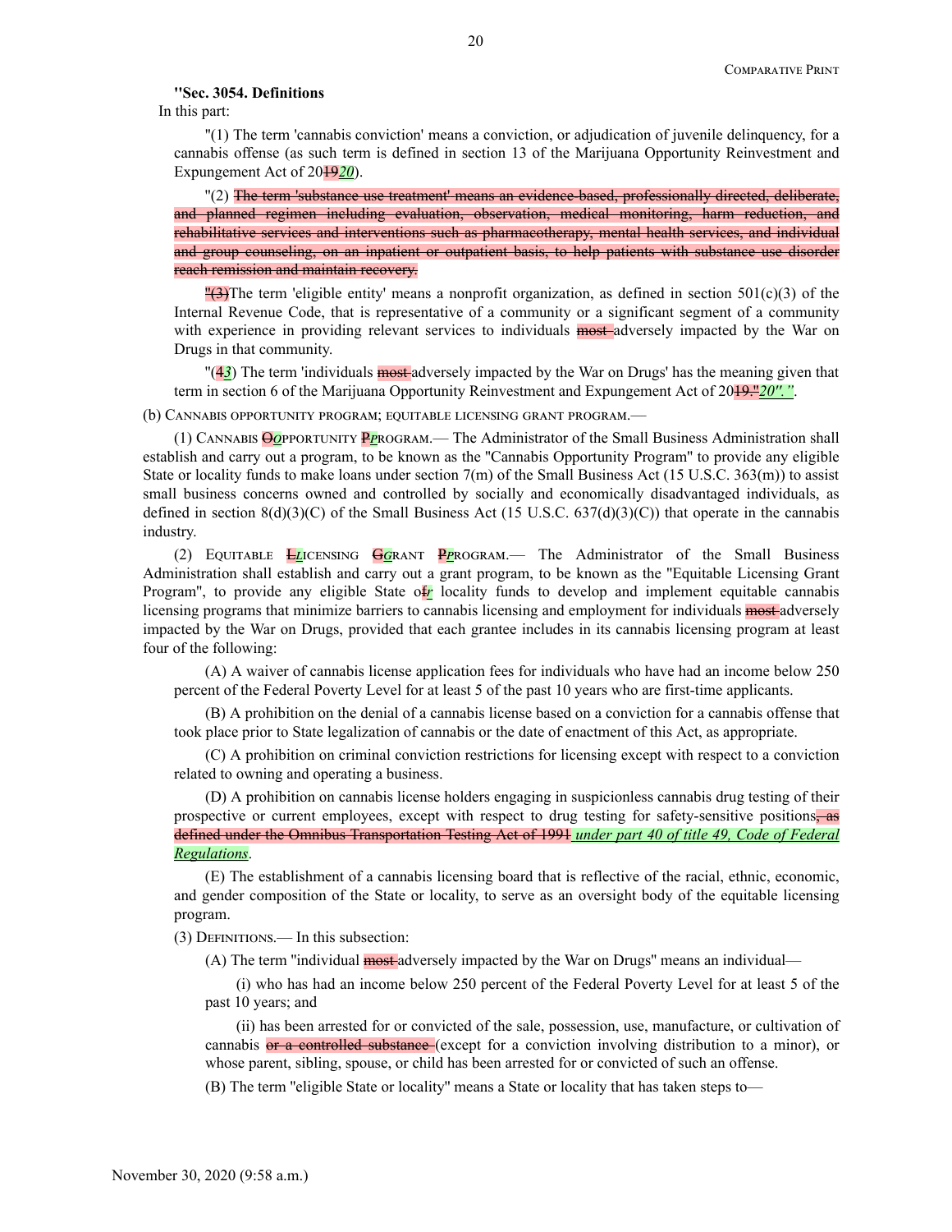**"Sec. 3054. Definitions**

In this part:

"(1) The term 'cannabis conviction' means a conviction, or adjudication of juvenile delinquency, for a cannabis offense (as such term is defined in section 13 of the Marijuana Opportunity Reinvestment and Expungement Act of 20~~19~~*20*).

"(2) ~~The term 'substance use treatment' means an evidence-based, professionally directed, deliberate, and planned regimen including evaluation, observation, medical monitoring, harm reduction, and rehabilitative services and interventions such as pharmacotherapy, mental health services, and individual and group counseling, on an inpatient or outpatient basis, to help patients with substance use disorder reach remission and maintain recovery.~~

~~"(3)~~The term 'eligible entity' means a nonprofit organization, as defined in section 501(c)(3) of the Internal Revenue Code, that is representative of a community or a significant segment of a community with experience in providing relevant services to individuals ~~most~~ adversely impacted by the War on Drugs in that community.

"(~~4~~*3*) The term 'individuals ~~most~~ adversely impacted by the War on Drugs' has the meaning given that term in section 6 of the Marijuana Opportunity Reinvestment and Expungement Act of 20~~19."~~*20".".*

(b) CANNABIS OPPORTUNITY PROGRAM; EQUITABLE LICENSING GRANT PROGRAM.—

(1) CANNABIS ~~O~~*O*PPORTUNITY ~~P~~*P*ROGRAM.— The Administrator of the Small Business Administration shall establish and carry out a program, to be known as the "Cannabis Opportunity Program" to provide any eligible State or locality funds to make loans under section 7(m) of the Small Business Act (15 U.S.C. 363(m)) to assist small business concerns owned and controlled by socially and economically disadvantaged individuals, as defined in section 8(d)(3)(C) of the Small Business Act (15 U.S.C. 637(d)(3)(C)) that operate in the cannabis industry.

(2) EQUITABLE ~~L~~*L*ICENSING ~~G~~*G*RANT ~~P~~*P*ROGRAM.— The Administrator of the Small Business Administration shall establish and carry out a grant program, to be known as the "Equitable Licensing Grant Program", to provide any eligible State o~~f~~*r* locality funds to develop and implement equitable cannabis licensing programs that minimize barriers to cannabis licensing and employment for individuals ~~most~~ adversely impacted by the War on Drugs, provided that each grantee includes in its cannabis licensing program at least four of the following:

(A) A waiver of cannabis license application fees for individuals who have had an income below 250 percent of the Federal Poverty Level for at least 5 of the past 10 years who are first-time applicants.

(B) A prohibition on the denial of a cannabis license based on a conviction for a cannabis offense that took place prior to State legalization of cannabis or the date of enactment of this Act, as appropriate.

(C) A prohibition on criminal conviction restrictions for licensing except with respect to a conviction related to owning and operating a business.

(D) A prohibition on cannabis license holders engaging in suspicionless cannabis drug testing of their prospective or current employees, except with respect to drug testing for safety-sensitive positions~~, as defined under the Omnibus Transportation Testing Act of 1991~~ *under part 40 of title 49, Code of Federal Regulations*.

(E) The establishment of a cannabis licensing board that is reflective of the racial, ethnic, economic, and gender composition of the State or locality, to serve as an oversight body of the equitable licensing program.

(3) DEFINITIONS.— In this subsection:

(A) The term "individual ~~most~~ adversely impacted by the War on Drugs" means an individual—

(i) who has had an income below 250 percent of the Federal Poverty Level for at least 5 of the past 10 years; and

(ii) has been arrested for or convicted of the sale, possession, use, manufacture, or cultivation of cannabis ~~or a controlled substance~~ (except for a conviction involving distribution to a minor), or whose parent, sibling, spouse, or child has been arrested for or convicted of such an offense.

(B) The term "eligible State or locality" means a State or locality that has taken steps to—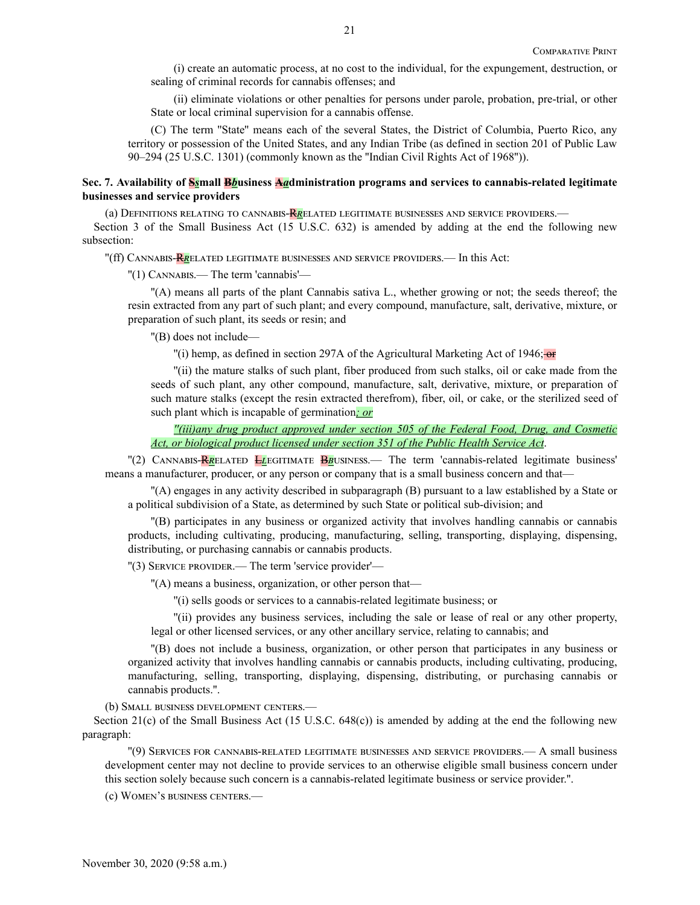(i) create an automatic process, at no cost to the individual, for the expungement, destruction, or sealing of criminal records for cannabis offenses; and

(ii) eliminate violations or other penalties for persons under parole, probation, pre-trial, or other State or local criminal supervision for a cannabis offense.

(C) The term "State" means each of the several States, the District of Columbia, Puerto Rico, any territory or possession of the United States, and any Indian Tribe (as defined in section 201 of Public Law 90–294 (25 U.S.C. 1301) (commonly known as the "Indian Civil Rights Act of 1968")).

**Sec. 7. Availability of ~~S~~*s*mall ~~B~~*b*usiness ~~A~~*a*dministration programs and services to cannabis-related legitimate businesses and service providers**

(a) DEFINITIONS RELATING TO CANNABIS-~~R~~*R*ELATED LEGITIMATE BUSINESSES AND SERVICE PROVIDERS.—

Section 3 of the Small Business Act (15 U.S.C. 632) is amended by adding at the end the following new subsection:

"(ff) CANNABIS-~~R~~*R*ELATED LEGITIMATE BUSINESSES AND SERVICE PROVIDERS.— In this Act:

"(1) CANNABIS.— The term 'cannabis'—

"(A) means all parts of the plant Cannabis sativa L., whether growing or not; the seeds thereof; the resin extracted from any part of such plant; and every compound, manufacture, salt, derivative, mixture, or preparation of such plant, its seeds or resin; and

"(B) does not include—

"(i) hemp, as defined in section 297A of the Agricultural Marketing Act of 1946; ~~or~~

"(ii) the mature stalks of such plant, fiber produced from such stalks, oil or cake made from the seeds of such plant, any other compound, manufacture, salt, derivative, mixture, or preparation of such mature stalks (except the resin extracted therefrom), fiber, oil, or cake, or the sterilized seed of such plant which is incapable of germination*; or*

*"(iii)any drug product approved under section 505 of the Federal Food, Drug, and Cosmetic Act, or biological product licensed under section 351 of the Public Health Service Act*.

"(2) CANNABIS-~~R~~*R*ELATED ~~L~~*L*EGITIMATE ~~B~~*B*USINESS.— The term 'cannabis-related legitimate business' means a manufacturer, producer, or any person or company that is a small business concern and that—

"(A) engages in any activity described in subparagraph (B) pursuant to a law established by a State or a political subdivision of a State, as determined by such State or political sub-division; and

"(B) participates in any business or organized activity that involves handling cannabis or cannabis products, including cultivating, producing, manufacturing, selling, transporting, displaying, dispensing, distributing, or purchasing cannabis or cannabis products.

"(3) SERVICE PROVIDER.— The term 'service provider'—

"(A) means a business, organization, or other person that—

"(i) sells goods or services to a cannabis-related legitimate business; or

"(ii) provides any business services, including the sale or lease of real or any other property, legal or other licensed services, or any other ancillary service, relating to cannabis; and

"(B) does not include a business, organization, or other person that participates in any business or organized activity that involves handling cannabis or cannabis products, including cultivating, producing, manufacturing, selling, transporting, displaying, dispensing, distributing, or purchasing cannabis or cannabis products.".

(b) SMALL BUSINESS DEVELOPMENT CENTERS.—

Section 21(c) of the Small Business Act (15 U.S.C. 648(c)) is amended by adding at the end the following new paragraph:

"(9) SERVICES FOR CANNABIS-RELATED LEGITIMATE BUSINESSES AND SERVICE PROVIDERS.— A small business development center may not decline to provide services to an otherwise eligible small business concern under this section solely because such concern is a cannabis-related legitimate business or service provider.".

(c) WOMEN'S BUSINESS CENTERS.—

November 30, 2020 (9:58 a.m.)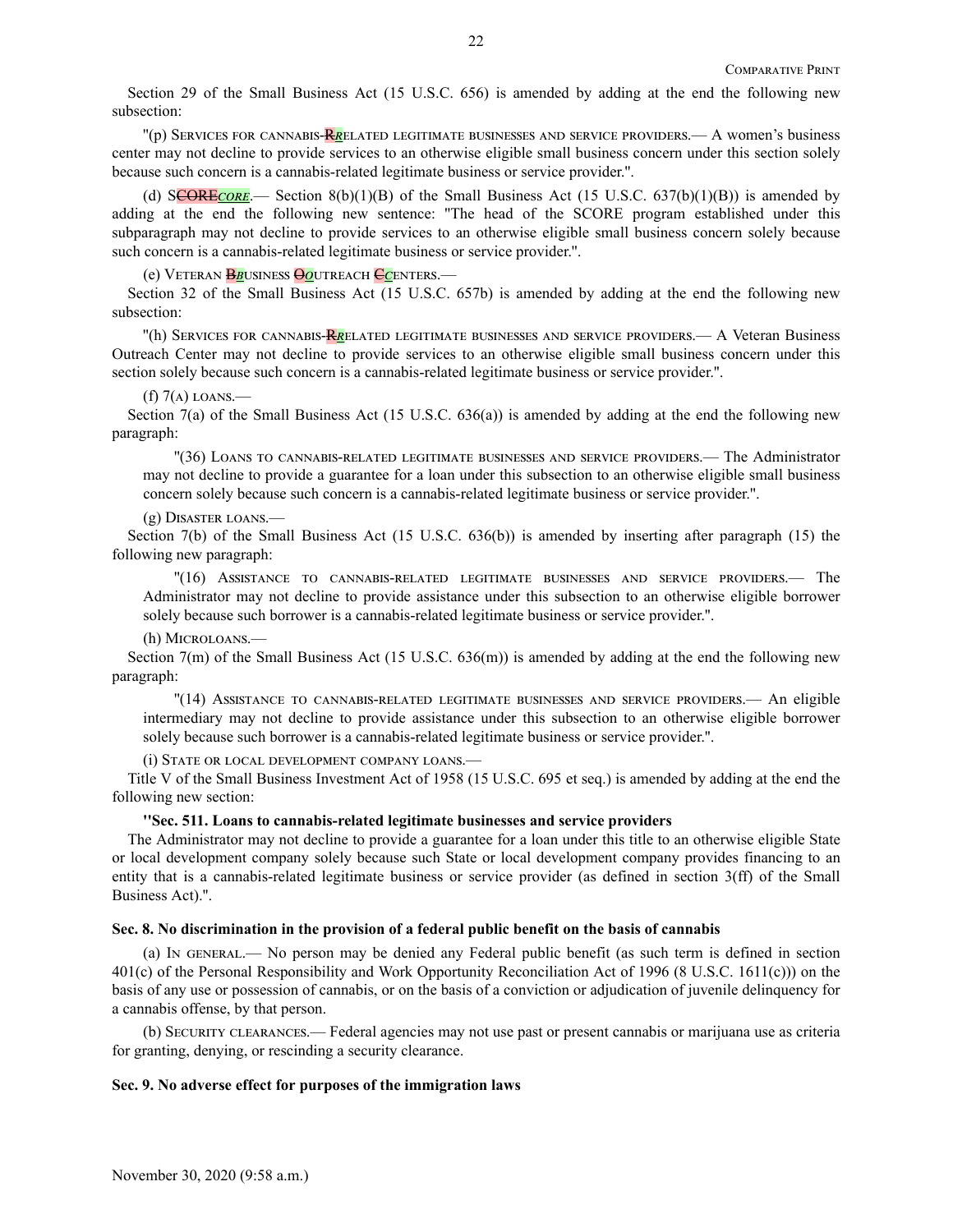Section 29 of the Small Business Act (15 U.S.C. 656) is amended by adding at the end the following new subsection:

"(p) Services for cannabis-~~R~~*r*elated legitimate businesses and service providers.— A women's business center may not decline to provide services to an otherwise eligible small business concern under this section solely because such concern is a cannabis-related legitimate business or service provider.".

(d) S~~CORE~~*CORE*.— Section 8(b)(1)(B) of the Small Business Act (15 U.S.C. 637(b)(1)(B)) is amended by adding at the end the following new sentence: "The head of the SCORE program established under this subparagraph may not decline to provide services to an otherwise eligible small business concern solely because such concern is a cannabis-related legitimate business or service provider.".

(e) Veteran ~~B~~*b*usiness ~~O~~*o*utreach ~~C~~*c*enters.—

Section 32 of the Small Business Act (15 U.S.C. 657b) is amended by adding at the end the following new subsection:

"(h) Services for cannabis-~~R~~*r*elated legitimate businesses and service providers.— A Veteran Business Outreach Center may not decline to provide services to an otherwise eligible small business concern under this section solely because such concern is a cannabis-related legitimate business or service provider.".

(f) 7(a) loans.—

Section 7(a) of the Small Business Act (15 U.S.C. 636(a)) is amended by adding at the end the following new paragraph:

"(36) Loans to cannabis-related legitimate businesses and service providers.— The Administrator may not decline to provide a guarantee for a loan under this subsection to an otherwise eligible small business concern solely because such concern is a cannabis-related legitimate business or service provider.".

(g) Disaster loans.—

Section 7(b) of the Small Business Act (15 U.S.C. 636(b)) is amended by inserting after paragraph (15) the following new paragraph:

"(16) Assistance to cannabis-related legitimate businesses and service providers.— The Administrator may not decline to provide assistance under this subsection to an otherwise eligible borrower solely because such borrower is a cannabis-related legitimate business or service provider.".

(h) Microloans.—

Section 7(m) of the Small Business Act (15 U.S.C. 636(m)) is amended by adding at the end the following new paragraph:

"(14) Assistance to cannabis-related legitimate businesses and service providers.— An eligible intermediary may not decline to provide assistance under this subsection to an otherwise eligible borrower solely because such borrower is a cannabis-related legitimate business or service provider.".

(i) State or local development company loans.—

Title V of the Small Business Investment Act of 1958 (15 U.S.C. 695 et seq.) is amended by adding at the end the following new section:

**"Sec. 511. Loans to cannabis-related legitimate businesses and service providers**

The Administrator may not decline to provide a guarantee for a loan under this title to an otherwise eligible State or local development company solely because such State or local development company provides financing to an entity that is a cannabis-related legitimate business or service provider (as defined in section 3(ff) of the Small Business Act).".

**Sec. 8. No discrimination in the provision of a federal public benefit on the basis of cannabis**

(a) In general.— No person may be denied any Federal public benefit (as such term is defined in section 401(c) of the Personal Responsibility and Work Opportunity Reconciliation Act of 1996 (8 U.S.C. 1611(c))) on the basis of any use or possession of cannabis, or on the basis of a conviction or adjudication of juvenile delinquency for a cannabis offense, by that person.

(b) Security clearances.— Federal agencies may not use past or present cannabis or marijuana use as criteria for granting, denying, or rescinding a security clearance.

**Sec. 9. No adverse effect for purposes of the immigration laws**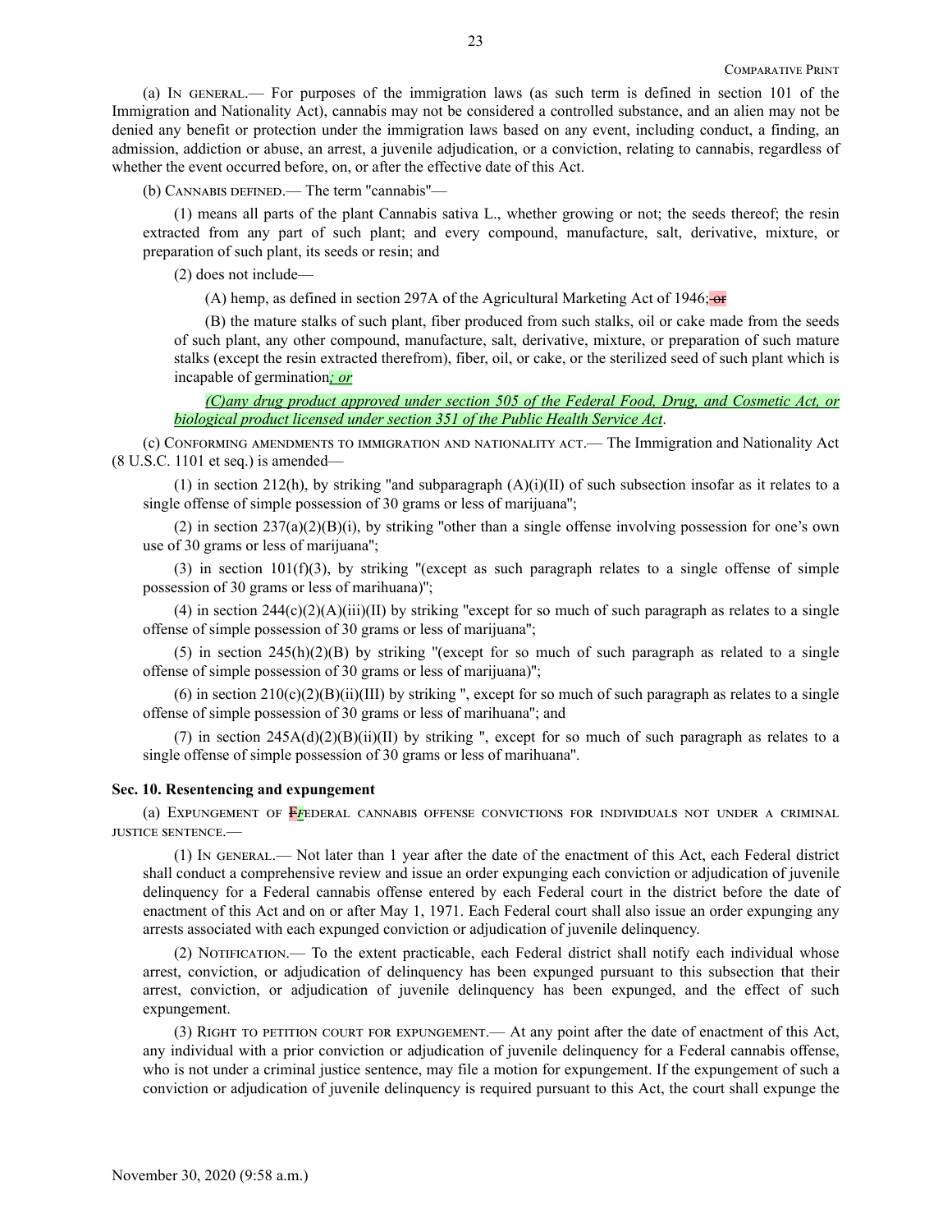(a) IN GENERAL.— For purposes of the immigration laws (as such term is defined in section 101 of the Immigration and Nationality Act), cannabis may not be considered a controlled substance, and an alien may not be denied any benefit or protection under the immigration laws based on any event, including conduct, a finding, an admission, addiction or abuse, an arrest, a juvenile adjudication, or a conviction, relating to cannabis, regardless of whether the event occurred before, on, or after the effective date of this Act.

(b) CANNABIS DEFINED.— The term "cannabis"—

(1) means all parts of the plant Cannabis sativa L., whether growing or not; the seeds thereof; the resin extracted from any part of such plant; and every compound, manufacture, salt, derivative, mixture, or preparation of such plant, its seeds or resin; and

(2) does not include—

(A) hemp, as defined in section 297A of the Agricultural Marketing Act of 1946; ~~or~~

(B) the mature stalks of such plant, fiber produced from such stalks, oil or cake made from the seeds of such plant, any other compound, manufacture, salt, derivative, mixture, or preparation of such mature stalks (except the resin extracted therefrom), fiber, oil, or cake, or the sterilized seed of such plant which is incapable of germination*; or*

*(C)any drug product approved under section 505 of the Federal Food, Drug, and Cosmetic Act, or biological product licensed under section 351 of the Public Health Service Act*.

(c) CONFORMING AMENDMENTS TO IMMIGRATION AND NATIONALITY ACT.— The Immigration and Nationality Act (8 U.S.C. 1101 et seq.) is amended—

(1) in section 212(h), by striking "and subparagraph (A)(i)(II) of such subsection insofar as it relates to a single offense of simple possession of 30 grams or less of marijuana";

(2) in section 237(a)(2)(B)(i), by striking "other than a single offense involving possession for one's own use of 30 grams or less of marijuana";

(3) in section 101(f)(3), by striking "(except as such paragraph relates to a single offense of simple possession of 30 grams or less of marihuana)";

(4) in section 244(c)(2)(A)(iii)(II) by striking "except for so much of such paragraph as relates to a single offense of simple possession of 30 grams or less of marijuana";

(5) in section 245(h)(2)(B) by striking "(except for so much of such paragraph as related to a single offense of simple possession of 30 grams or less of marijuana)";

(6) in section 210(c)(2)(B)(ii)(III) by striking ", except for so much of such paragraph as relates to a single offense of simple possession of 30 grams or less of marihuana"; and

(7) in section 245A(d)(2)(B)(ii)(II) by striking ", except for so much of such paragraph as relates to a single offense of simple possession of 30 grams or less of marihuana".

**Sec. 10. Resentencing and expungement**

(a) EXPUNGEMENT OF ~~F~~*F*EDERAL CANNABIS OFFENSE CONVICTIONS FOR INDIVIDUALS NOT UNDER A CRIMINAL JUSTICE SENTENCE.—

(1) IN GENERAL.— Not later than 1 year after the date of the enactment of this Act, each Federal district shall conduct a comprehensive review and issue an order expunging each conviction or adjudication of juvenile delinquency for a Federal cannabis offense entered by each Federal court in the district before the date of enactment of this Act and on or after May 1, 1971. Each Federal court shall also issue an order expunging any arrests associated with each expunged conviction or adjudication of juvenile delinquency.

(2) NOTIFICATION.— To the extent practicable, each Federal district shall notify each individual whose arrest, conviction, or adjudication of delinquency has been expunged pursuant to this subsection that their arrest, conviction, or adjudication of juvenile delinquency has been expunged, and the effect of such expungement.

(3) RIGHT TO PETITION COURT FOR EXPUNGEMENT.— At any point after the date of enactment of this Act, any individual with a prior conviction or adjudication of juvenile delinquency for a Federal cannabis offense, who is not under a criminal justice sentence, may file a motion for expungement. If the expungement of such a conviction or adjudication of juvenile delinquency is required pursuant to this Act, the court shall expunge the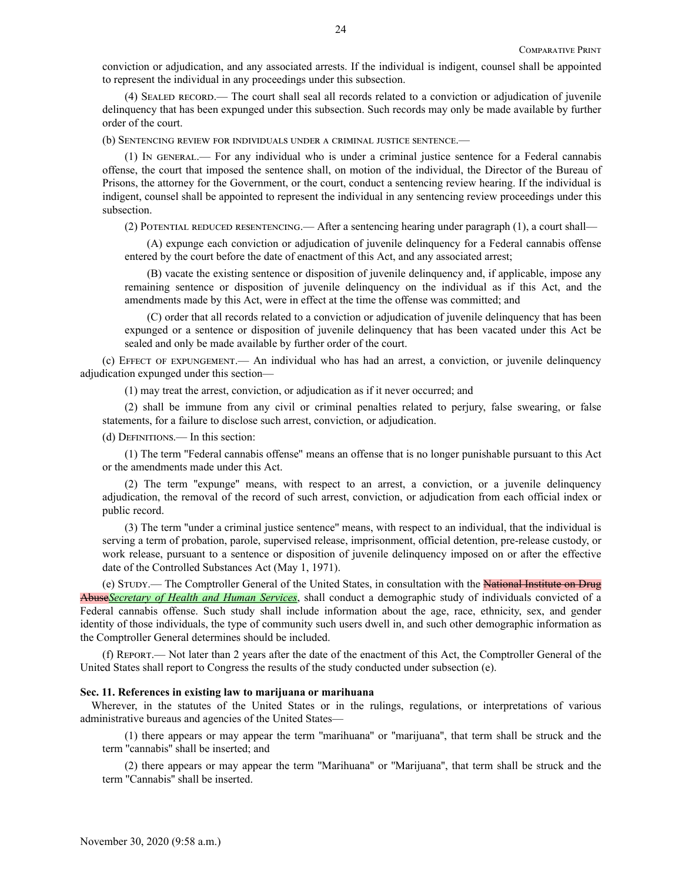conviction or adjudication, and any associated arrests. If the individual is indigent, counsel shall be appointed to represent the individual in any proceedings under this subsection.

(4) Sealed record.— The court shall seal all records related to a conviction or adjudication of juvenile delinquency that has been expunged under this subsection. Such records may only be made available by further order of the court.

(b) Sentencing review for individuals under a criminal justice sentence.—

(1) In general.— For any individual who is under a criminal justice sentence for a Federal cannabis offense, the court that imposed the sentence shall, on motion of the individual, the Director of the Bureau of Prisons, the attorney for the Government, or the court, conduct a sentencing review hearing. If the individual is indigent, counsel shall be appointed to represent the individual in any sentencing review proceedings under this subsection.

(2) Potential reduced resentencing.— After a sentencing hearing under paragraph (1), a court shall—

(A) expunge each conviction or adjudication of juvenile delinquency for a Federal cannabis offense entered by the court before the date of enactment of this Act, and any associated arrest;

(B) vacate the existing sentence or disposition of juvenile delinquency and, if applicable, impose any remaining sentence or disposition of juvenile delinquency on the individual as if this Act, and the amendments made by this Act, were in effect at the time the offense was committed; and

(C) order that all records related to a conviction or adjudication of juvenile delinquency that has been expunged or a sentence or disposition of juvenile delinquency that has been vacated under this Act be sealed and only be made available by further order of the court.

(c) Effect of expungement.— An individual who has had an arrest, a conviction, or juvenile delinquency adjudication expunged under this section—

(1) may treat the arrest, conviction, or adjudication as if it never occurred; and

(2) shall be immune from any civil or criminal penalties related to perjury, false swearing, or false statements, for a failure to disclose such arrest, conviction, or adjudication.

(d) Definitions.— In this section:

(1) The term "Federal cannabis offense" means an offense that is no longer punishable pursuant to this Act or the amendments made under this Act.

(2) The term "expunge" means, with respect to an arrest, a conviction, or a juvenile delinquency adjudication, the removal of the record of such arrest, conviction, or adjudication from each official index or public record.

(3) The term "under a criminal justice sentence" means, with respect to an individual, that the individual is serving a term of probation, parole, supervised release, imprisonment, official detention, pre-release custody, or work release, pursuant to a sentence or disposition of juvenile delinquency imposed on or after the effective date of the Controlled Substances Act (May 1, 1971).

(e) Study.— The Comptroller General of the United States, in consultation with the ~~National Institute on Drug Abuse~~*Secretary of Health and Human Services*, shall conduct a demographic study of individuals convicted of a Federal cannabis offense. Such study shall include information about the age, race, ethnicity, sex, and gender identity of those individuals, the type of community such users dwell in, and such other demographic information as the Comptroller General determines should be included.

(f) Report.— Not later than 2 years after the date of the enactment of this Act, the Comptroller General of the United States shall report to Congress the results of the study conducted under subsection (e).

**Sec. 11. References in existing law to marijuana or marihuana**

Wherever, in the statutes of the United States or in the rulings, regulations, or interpretations of various administrative bureaus and agencies of the United States—

(1) there appears or may appear the term "marihuana" or "marijuana", that term shall be struck and the term "cannabis" shall be inserted; and

(2) there appears or may appear the term "Marihuana" or "Marijuana", that term shall be struck and the term "Cannabis" shall be inserted.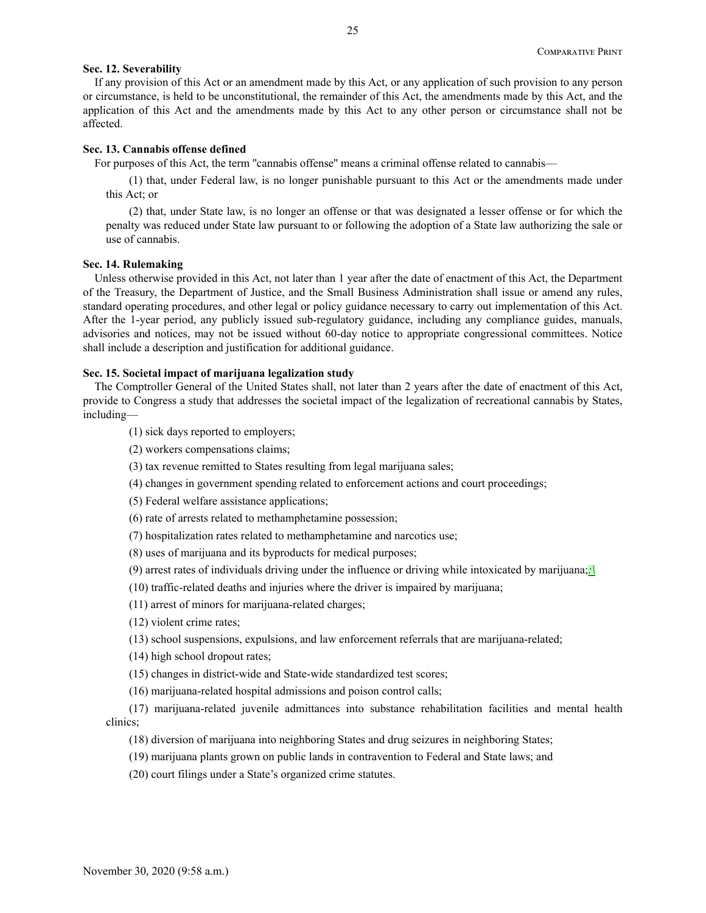**Sec. 12. Severability**

If any provision of this Act or an amendment made by this Act, or any application of such provision to any person or circumstance, is held to be unconstitutional, the remainder of this Act, the amendments made by this Act, and the application of this Act and the amendments made by this Act to any other person or circumstance shall not be affected.

**Sec. 13. Cannabis offense defined**

For purposes of this Act, the term "cannabis offense" means a criminal offense related to cannabis—

(1) that, under Federal law, is no longer punishable pursuant to this Act or the amendments made under this Act; or

(2) that, under State law, is no longer an offense or that was designated a lesser offense or for which the penalty was reduced under State law pursuant to or following the adoption of a State law authorizing the sale or use of cannabis.

**Sec. 14. Rulemaking**

Unless otherwise provided in this Act, not later than 1 year after the date of enactment of this Act, the Department of the Treasury, the Department of Justice, and the Small Business Administration shall issue or amend any rules, standard operating procedures, and other legal or policy guidance necessary to carry out implementation of this Act. After the 1-year period, any publicly issued sub-regulatory guidance, including any compliance guides, manuals, advisories and notices, may not be issued without 60-day notice to appropriate congressional committees. Notice shall include a description and justification for additional guidance.

**Sec. 15. Societal impact of marijuana legalization study**

The Comptroller General of the United States shall, not later than 2 years after the date of enactment of this Act, provide to Congress a study that addresses the societal impact of the legalization of recreational cannabis by States, including—

(1) sick days reported to employers;

(2) workers compensations claims;

(3) tax revenue remitted to States resulting from legal marijuana sales;

(4) changes in government spending related to enforcement actions and court proceedings;

(5) Federal welfare assistance applications;

(6) rate of arrests related to methamphetamine possession;

(7) hospitalization rates related to methamphetamine and narcotics use;

(8) uses of marijuana and its byproducts for medical purposes;

(9) arrest rates of individuals driving under the influence or driving while intoxicated by marijuana;

(10) traffic-related deaths and injuries where the driver is impaired by marijuana;

(11) arrest of minors for marijuana-related charges;

(12) violent crime rates;

(13) school suspensions, expulsions, and law enforcement referrals that are marijuana-related;

(14) high school dropout rates;

(15) changes in district-wide and State-wide standardized test scores;

(16) marijuana-related hospital admissions and poison control calls;

(17) marijuana-related juvenile admittances into substance rehabilitation facilities and mental health clinics;

(18) diversion of marijuana into neighboring States and drug seizures in neighboring States;

(19) marijuana plants grown on public lands in contravention to Federal and State laws; and

(20) court filings under a State's organized crime statutes.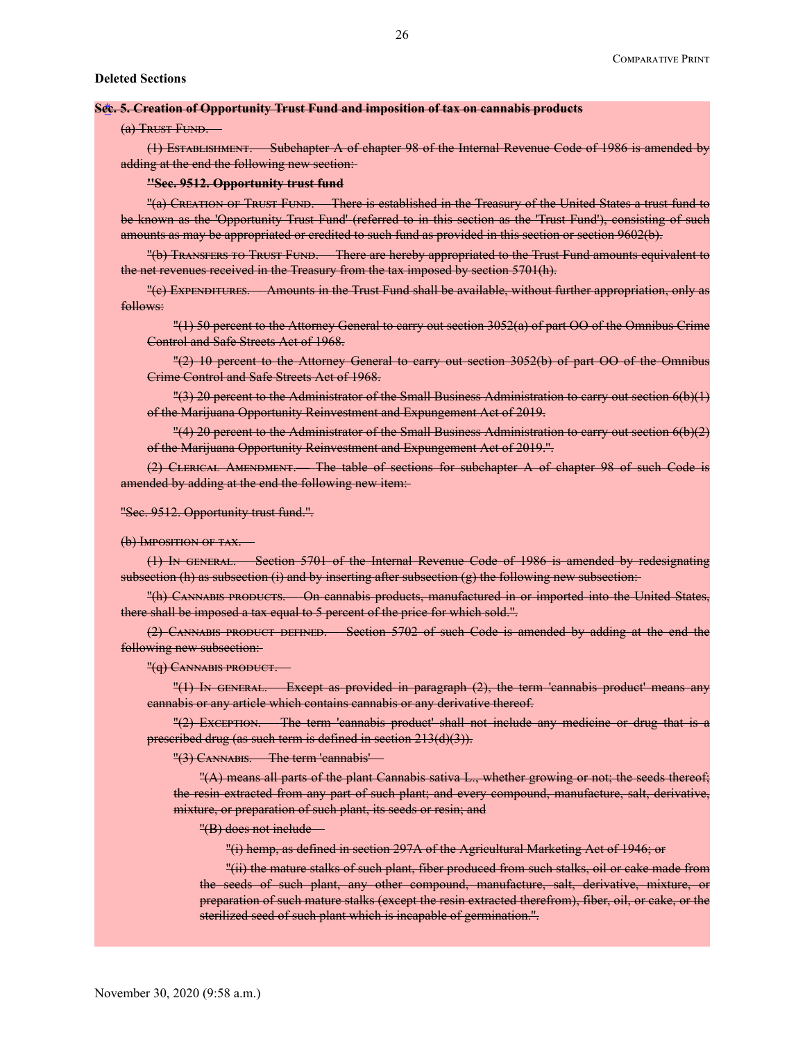**Deleted Sections**

**Sec. 5. Creation of Opportunity Trust Fund and imposition of tax on cannabis products**

(a) Trust Fund.—

(1) Establishment.—Subchapter A of chapter 98 of the Internal Revenue Code of 1986 is amended by adding at the end the following new section:

**''Sec. 9512. Opportunity trust fund**

''(a) Creation of Trust Fund.—There is established in the Treasury of the United States a trust fund to be known as the 'Opportunity Trust Fund' (referred to in this section as the 'Trust Fund'), consisting of such amounts as may be appropriated or credited to such fund as provided in this section or section 9602(b).

''(b) Transfers to Trust Fund.—There are hereby appropriated to the Trust Fund amounts equivalent to the net revenues received in the Treasury from the tax imposed by section 5701(h).

''(c) Expenditures.—Amounts in the Trust Fund shall be available, without further appropriation, only as follows:

''(1) 50 percent to the Attorney General to carry out section 3052(a) of part OO of the Omnibus Crime Control and Safe Streets Act of 1968.

''(2) 10 percent to the Attorney General to carry out section 3052(b) of part OO of the Omnibus Crime Control and Safe Streets Act of 1968.

''(3) 20 percent to the Administrator of the Small Business Administration to carry out section 6(b)(1) of the Marijuana Opportunity Reinvestment and Expungement Act of 2019.

''(4) 20 percent to the Administrator of the Small Business Administration to carry out section 6(b)(2) of the Marijuana Opportunity Reinvestment and Expungement Act of 2019.''.

(2) Clerical Amendment.— The table of sections for subchapter A of chapter 98 of such Code is amended by adding at the end the following new item:

''Sec. 9512. Opportunity trust fund.''.

(b) Imposition of tax.—

(1) In general.—Section 5701 of the Internal Revenue Code of 1986 is amended by redesignating subsection (h) as subsection (i) and by inserting after subsection (g) the following new subsection:

''(h) Cannabis products.—On cannabis products, manufactured in or imported into the United States, there shall be imposed a tax equal to 5 percent of the price for which sold.''.

(2) Cannabis product defined.—Section 5702 of such Code is amended by adding at the end the following new subsection:

''(q) Cannabis product.—

''(1) In general.—Except as provided in paragraph (2), the term 'cannabis product' means any cannabis or any article which contains cannabis or any derivative thereof.

''(2) Exception.—The term 'cannabis product' shall not include any medicine or drug that is a prescribed drug (as such term is defined in section 213(d)(3)).

''(3) Cannabis.—The term 'cannabis'—

''(A) means all parts of the plant Cannabis sativa L., whether growing or not; the seeds thereof; the resin extracted from any part of such plant; and every compound, manufacture, salt, derivative, mixture, or preparation of such plant, its seeds or resin; and

''(B) does not include—

''(i) hemp, as defined in section 297A of the Agricultural Marketing Act of 1946; or

''(ii) the mature stalks of such plant, fiber produced from such stalks, oil or cake made from the seeds of such plant, any other compound, manufacture, salt, derivative, mixture, or preparation of such mature stalks (except the resin extracted therefrom), fiber, oil, or cake, or the sterilized seed of such plant which is incapable of germination.''.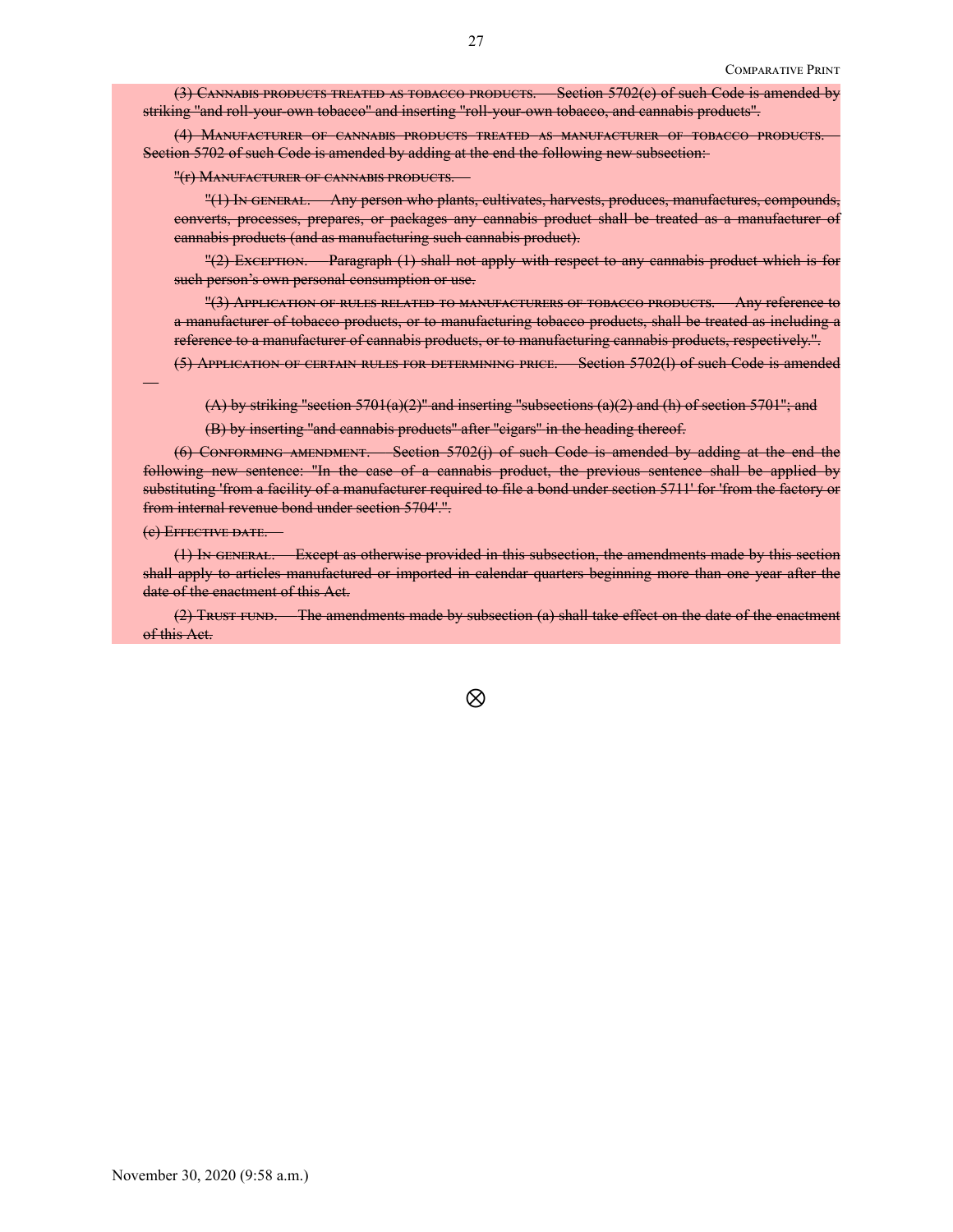~~(3) CANNABIS PRODUCTS TREATED AS TOBACCO PRODUCTS.—Section 5702(c) of such Code is amended by striking "and roll-your-own tobacco" and inserting "roll-your-own tobacco, and cannabis products".~~

~~(4) MANUFACTURER OF CANNABIS PRODUCTS TREATED AS MANUFACTURER OF TOBACCO PRODUCTS.—Section 5702 of such Code is amended by adding at the end the following new subsection:~~

~~"(r) MANUFACTURER OF CANNABIS PRODUCTS.—~~

~~"(1) IN GENERAL.—Any person who plants, cultivates, harvests, produces, manufactures, compounds, converts, processes, prepares, or packages any cannabis product shall be treated as a manufacturer of cannabis products (and as manufacturing such cannabis product).~~

~~"(2) EXCEPTION.—Paragraph (1) shall not apply with respect to any cannabis product which is for such person's own personal consumption or use.~~

~~"(3) APPLICATION OF RULES RELATED TO MANUFACTURERS OF TOBACCO PRODUCTS.—Any reference to a manufacturer of tobacco products, or to manufacturing tobacco products, shall be treated as including a reference to a manufacturer of cannabis products, or to manufacturing cannabis products, respectively.".~~

~~(5) APPLICATION OF CERTAIN RULES FOR DETERMINING PRICE.—Section 5702(l) of such Code is amended—~~

~~(A) by striking "section 5701(a)(2)" and inserting "subsections (a)(2) and (h) of section 5701"; and~~

~~(B) by inserting "and cannabis products" after "cigars" in the heading thereof.~~

~~(6) CONFORMING AMENDMENT.—Section 5702(j) of such Code is amended by adding at the end the following new sentence: "In the case of a cannabis product, the previous sentence shall be applied by substituting 'from a facility of a manufacturer required to file a bond under section 5711' for 'from the factory or from internal revenue bond under section 5704'.".~~

~~(c) EFFECTIVE DATE.—~~

~~(1) IN GENERAL.—Except as otherwise provided in this subsection, the amendments made by this section shall apply to articles manufactured or imported in calendar quarters beginning more than one year after the date of the enactment of this Act.~~

~~(2) TRUST FUND.—The amendments made by subsection (a) shall take effect on the date of the enactment of this Act.~~

⊗

November 30, 2020 (9:58 a.m.)